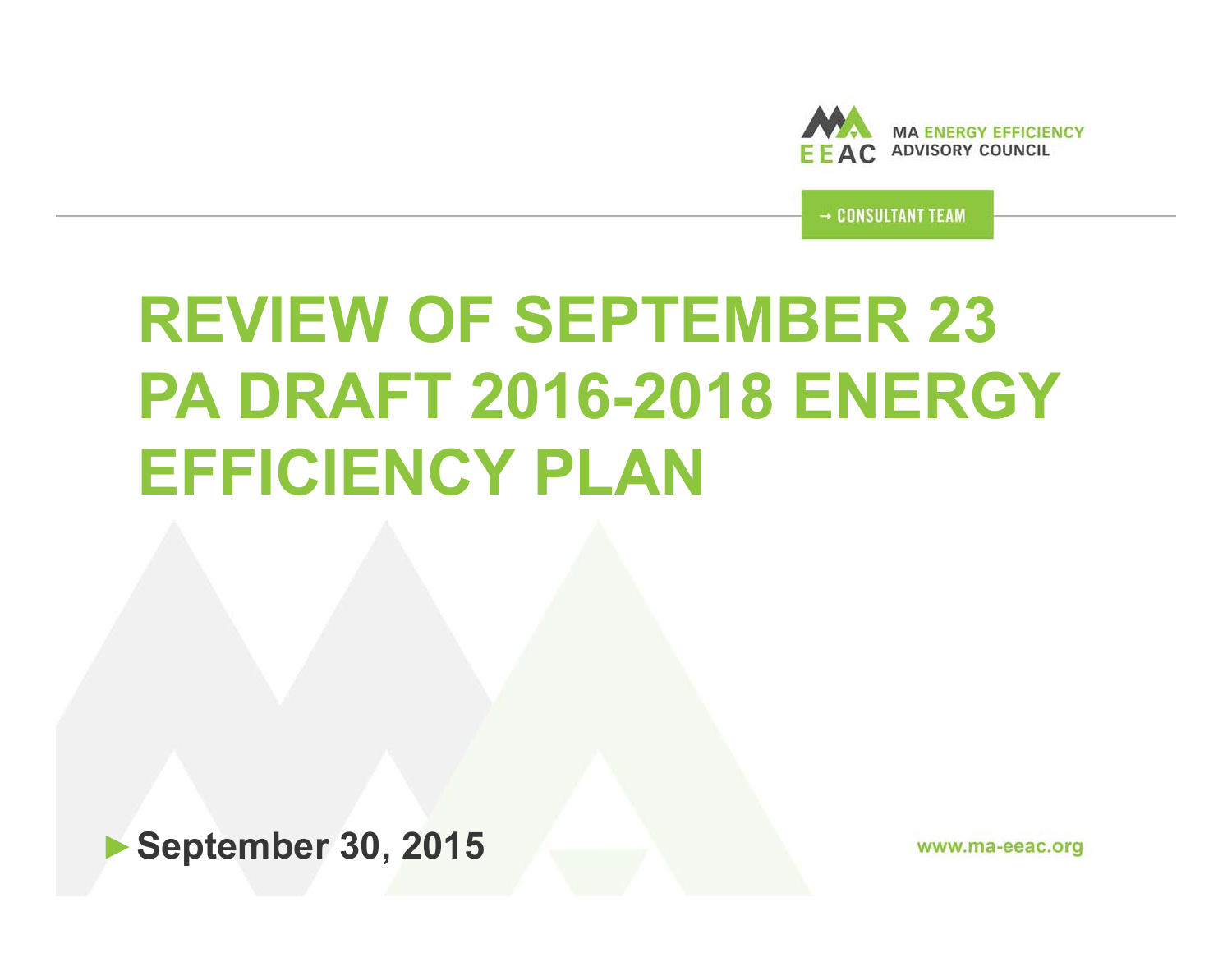MA ENERGY EFFICIENCY ADVISORY COUNCIL

→ CONSULTANT TEAM

# REVIEW OF SEPTEMBER 23 PA DRAFT 2016-2018 ENERGY EFFICIENCY PLAN

► **September 30, 2015**

www.ma-eeac.org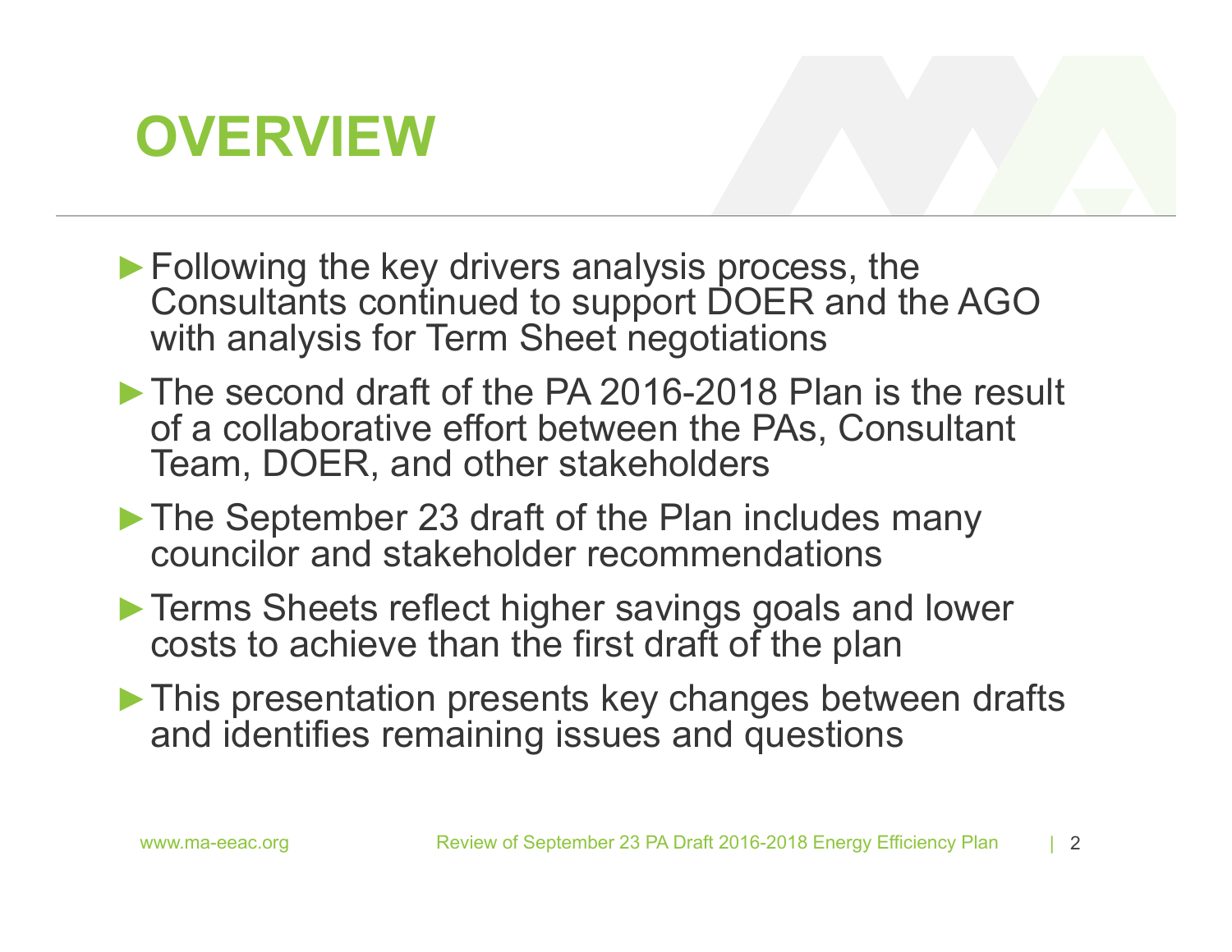# OVERVIEW

- Following the key drivers analysis process, the Consultants continued to support DOER and the AGO with analysis for Term Sheet negotiations
- The second draft of the PA 2016-2018 Plan is the result of a collaborative effort between the PAs, Consultant Team, DOER, and other stakeholders
- The September 23 draft of the Plan includes many councilor and stakeholder recommendations
- Terms Sheets reflect higher savings goals and lower costs to achieve than the first draft of the plan
- This presentation presents key changes between drafts and identifies remaining issues and questions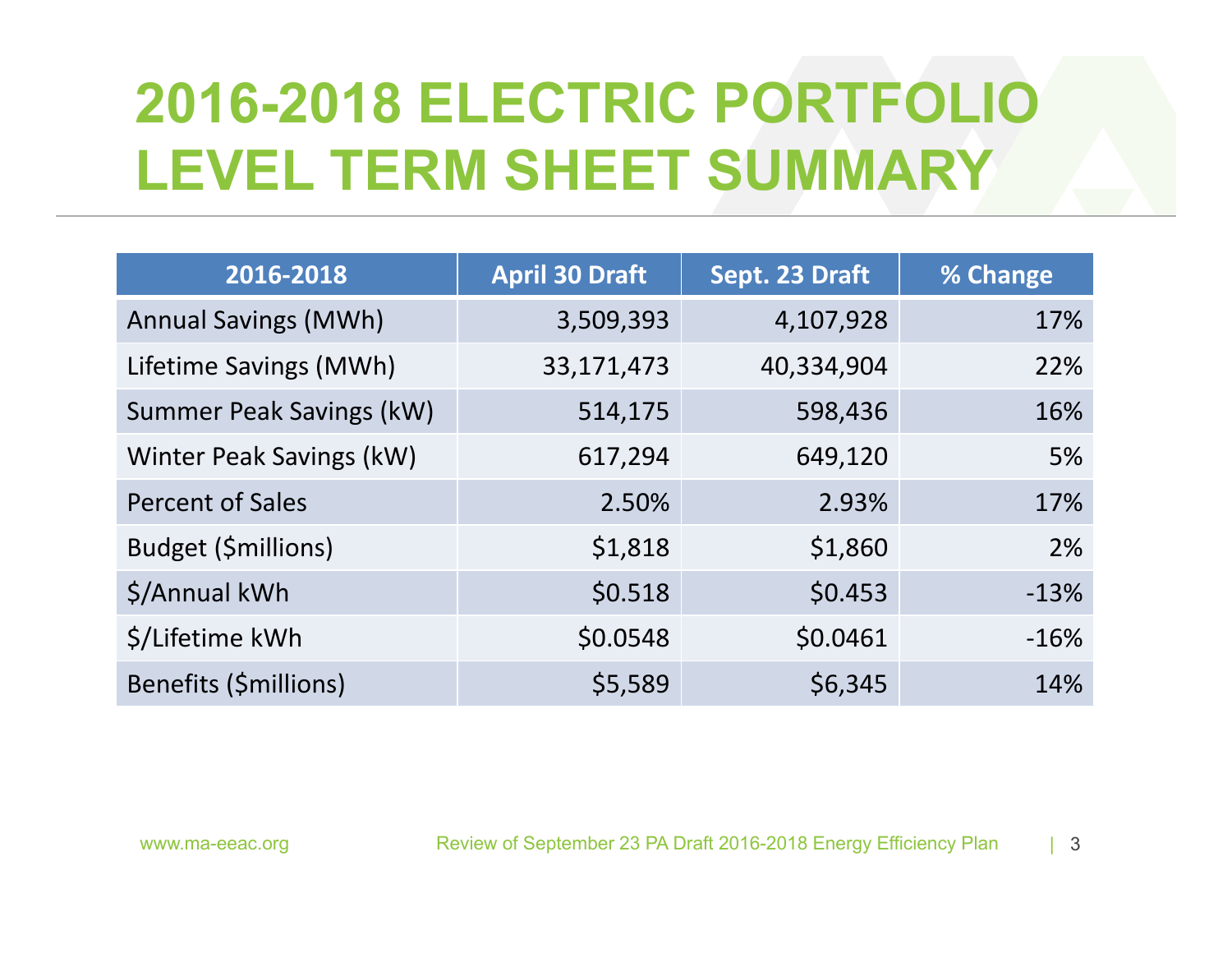# 2016-2018 ELECTRIC PORTFOLIO LEVEL TERM SHEET SUMMARY

| 2016-2018 | April 30 Draft | Sept. 23 Draft | % Change |
|---|---|---|---|
| Annual Savings (MWh) | 3,509,393 | 4,107,928 | 17% |
| Lifetime Savings (MWh) | 33,171,473 | 40,334,904 | 22% |
| Summer Peak Savings (kW) | 514,175 | 598,436 | 16% |
| Winter Peak Savings (kW) | 617,294 | 649,120 | 5% |
| Percent of Sales | 2.50% | 2.93% | 17% |
| Budget ($millions) | $1,818 | $1,860 | 2% |
| $/Annual kWh | $0.518 | $0.453 | -13% |
| $/Lifetime kWh | $0.0548 | $0.0461 | -16% |
| Benefits ($millions) | $5,589 | $6,345 | 14% |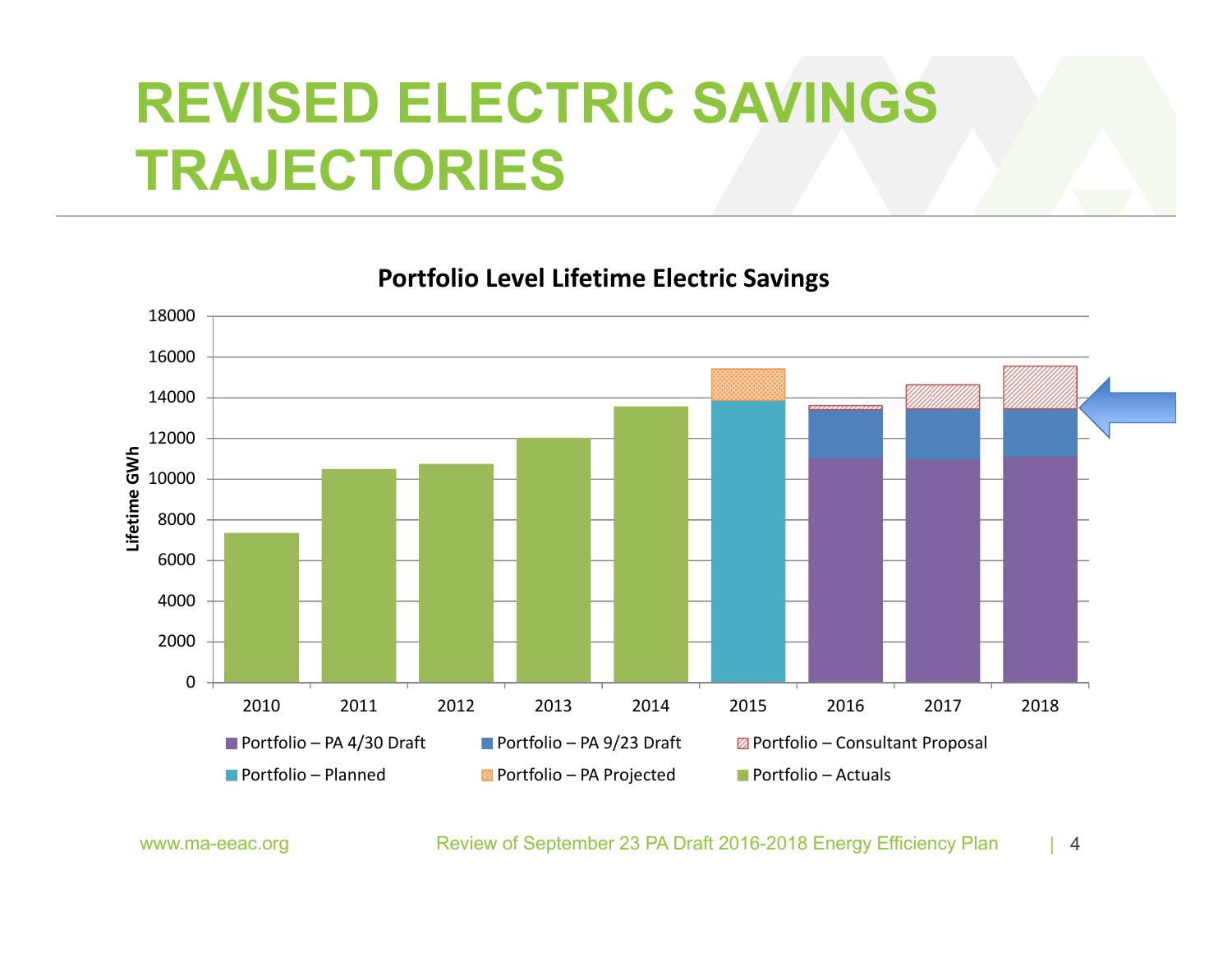# REVISED ELECTRIC SAVINGS TRAJECTORIES

**Portfolio Level Lifetime Electric Savings**

Lifetime GWh

18000
16000
14000
12000
10000
8000
6000
4000
2000
0

2010 2011 2012 2013 2014 2015 2016 2017 2018

- Portfolio – PA 4/30 Draft
- Portfolio – PA 9/23 Draft
- Portfolio – Consultant Proposal
- Portfolio – Planned
- Portfolio – PA Projected
- Portfolio – Actuals

www.ma-eeac.org

Review of September 23 PA Draft 2016-2018 Energy Efficiency Plan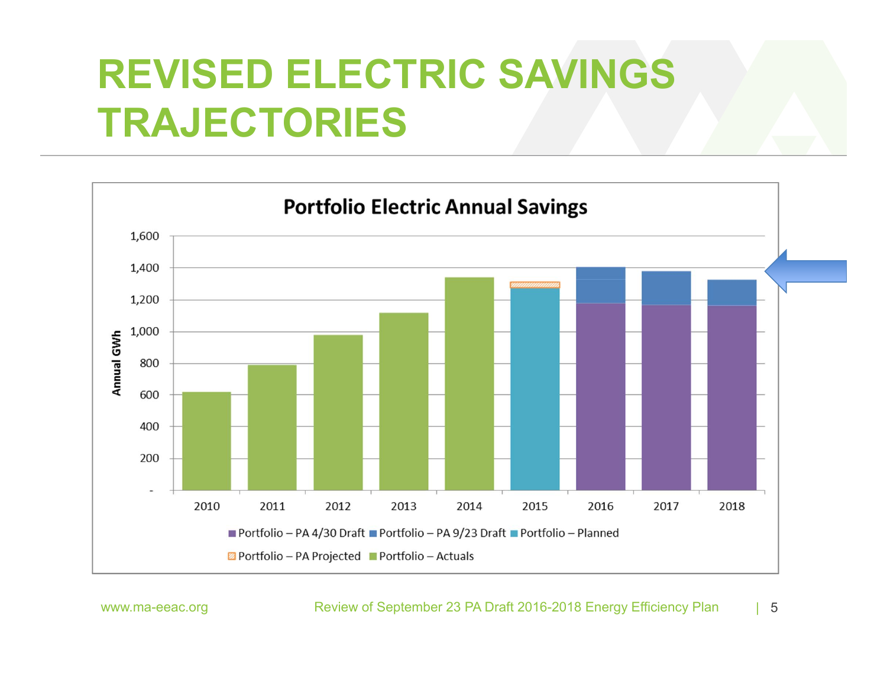# REVISED ELECTRIC SAVINGS TRAJECTORIES

**Portfolio Electric Annual Savings**

Annual GWh

1,600
1,400
1,200
1,000
800
600
400
200
-

2010 2011 2012 2013 2014 2015 2016 2017 2018

Portfolio – PA 4/30 Draft | Portfolio – PA 9/23 Draft | Portfolio – Planned | Portfolio – PA Projected | Portfolio – Actuals

www.ma-eeac.org

Review of September 23 PA Draft 2016-2018 Energy Efficiency Plan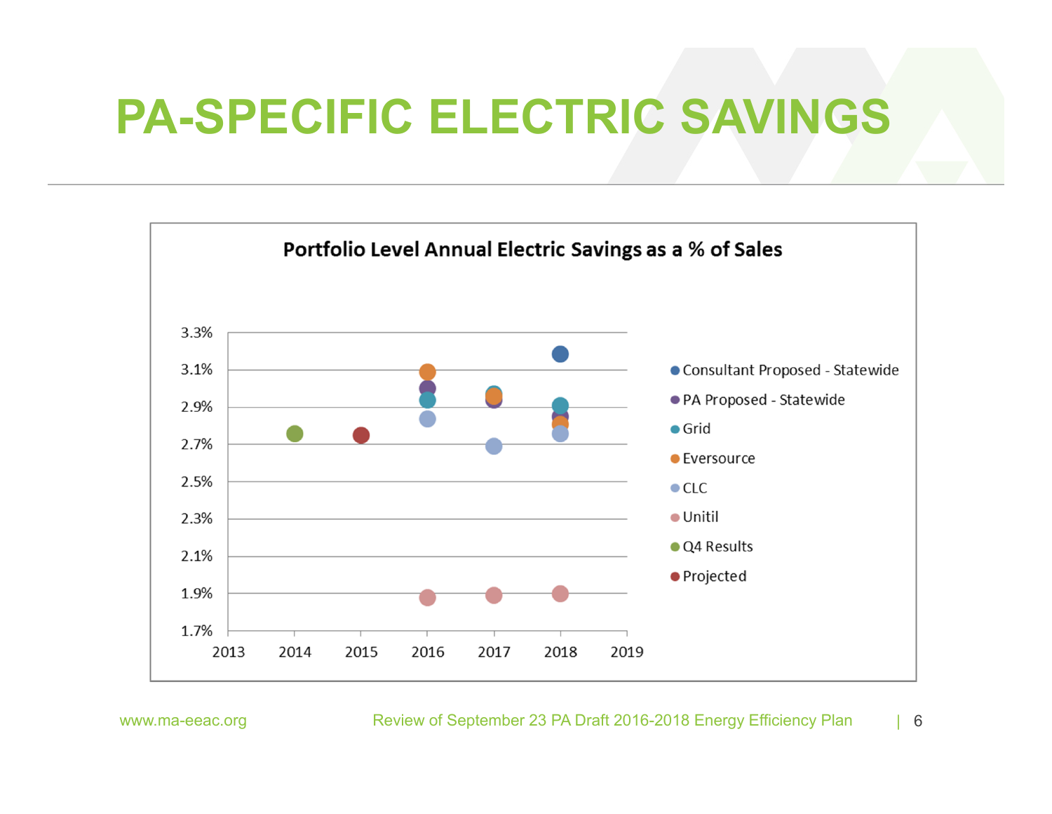# PA-SPECIFIC ELECTRIC SAVINGS

**Portfolio Level Annual Electric Savings as a % of Sales**

3.3%
3.1%
2.9%
2.7%
2.5%
2.3%
2.1%
1.9%
1.7%

2013 2014 2015 2016 2017 2018 2019

- Consultant Proposed - Statewide
- PA Proposed - Statewide
- Grid
- Eversource
- CLC
- Unitil
- Q4 Results
- Projected

www.ma-eeac.org

Review of September 23 PA Draft 2016-2018 Energy Efficiency Plan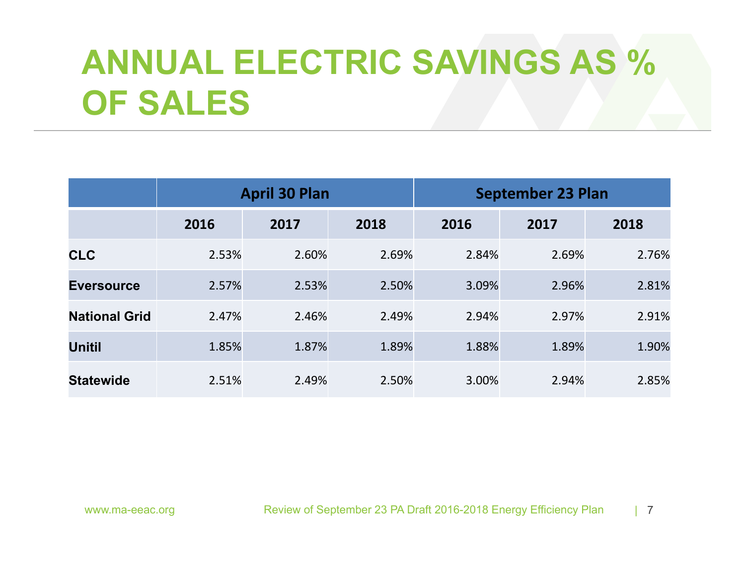# ANNUAL ELECTRIC SAVINGS AS % OF SALES

| | April 30 Plan | | | September 23 Plan | | |
|---|---|---|---|---|---|---|
| | 2016 | 2017 | 2018 | 2016 | 2017 | 2018 |
| **CLC** | 2.53% | 2.60% | 2.69% | 2.84% | 2.69% | 2.76% |
| **Eversource** | 2.57% | 2.53% | 2.50% | 3.09% | 2.96% | 2.81% |
| **National Grid** | 2.47% | 2.46% | 2.49% | 2.94% | 2.97% | 2.91% |
| **Unitil** | 1.85% | 1.87% | 1.89% | 1.88% | 1.89% | 1.90% |
| **Statewide** | 2.51% | 2.49% | 2.50% | 3.00% | 2.94% | 2.85% |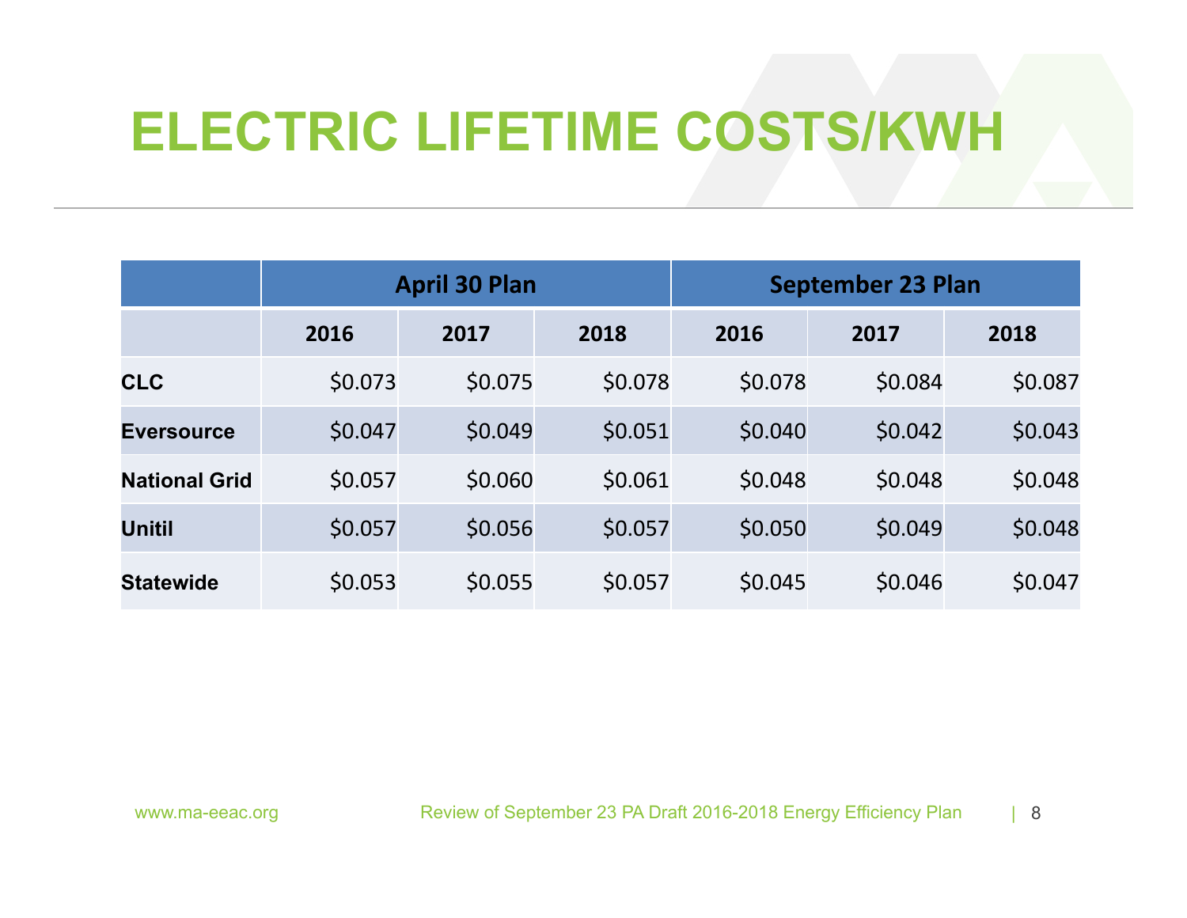# ELECTRIC LIFETIME COSTS/KWH

| | April 30 Plan | | | September 23 Plan | | |
|---|---|---|---|---|---|---|
| | 2016 | 2017 | 2018 | 2016 | 2017 | 2018 |
| **CLC** | $0.073 | $0.075 | $0.078 | $0.078 | $0.084 | $0.087 |
| **Eversource** | $0.047 | $0.049 | $0.051 | $0.040 | $0.042 | $0.043 |
| **National Grid** | $0.057 | $0.060 | $0.061 | $0.048 | $0.048 | $0.048 |
| **Unitil** | $0.057 | $0.056 | $0.057 | $0.050 | $0.049 | $0.048 |
| **Statewide** | $0.053 | $0.055 | $0.057 | $0.045 | $0.046 | $0.047 |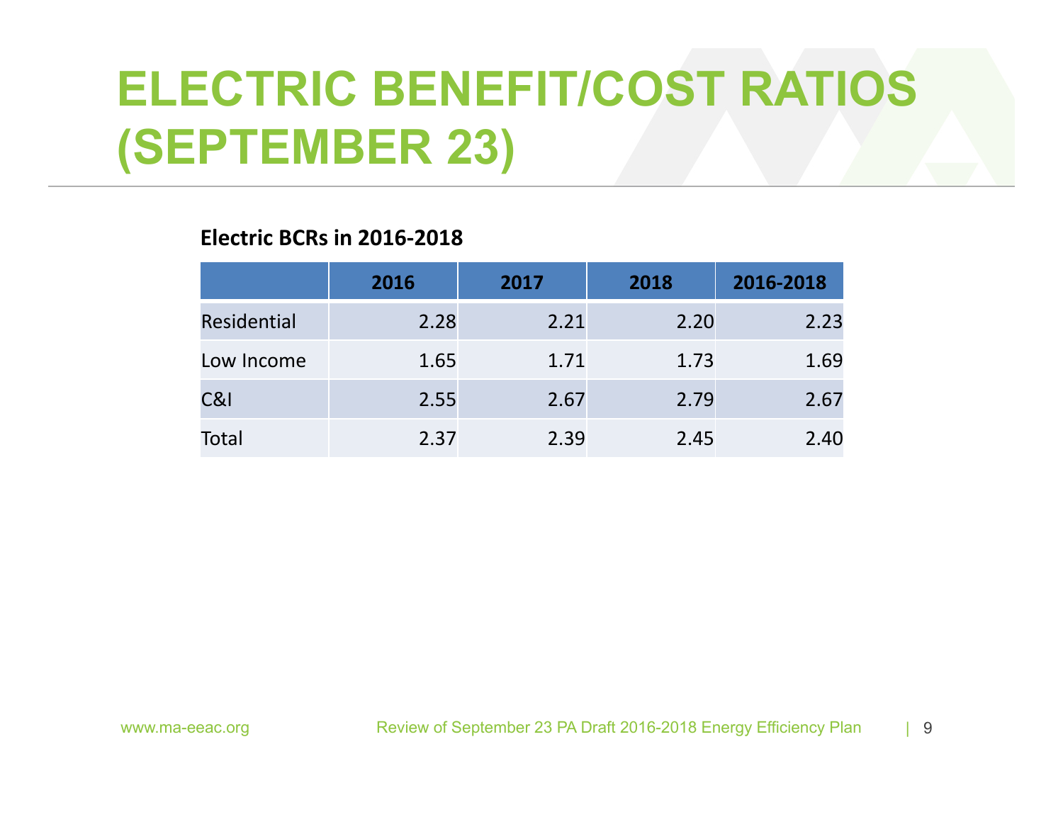# ELECTRIC BENEFIT/COST RATIOS (SEPTEMBER 23)

**Electric BCRs in 2016-2018**

| | 2016 | 2017 | 2018 | 2016-2018 |
|---|---|---|---|---|
| Residential | 2.28 | 2.21 | 2.20 | 2.23 |
| Low Income | 1.65 | 1.71 | 1.73 | 1.69 |
| C&I | 2.55 | 2.67 | 2.79 | 2.67 |
| Total | 2.37 | 2.39 | 2.45 | 2.40 |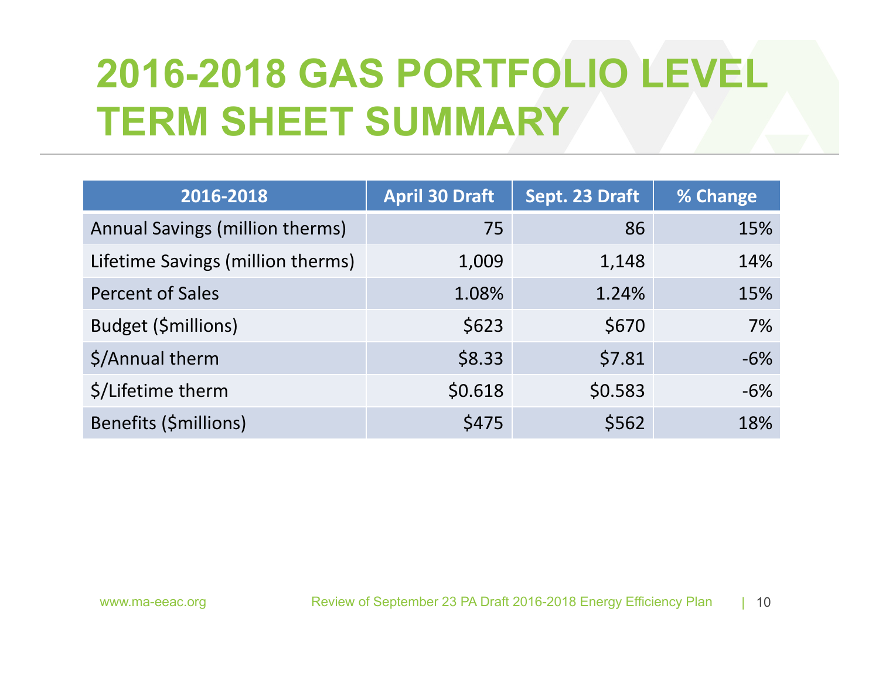# 2016-2018 GAS PORTFOLIO LEVEL TERM SHEET SUMMARY

| 2016-2018 | April 30 Draft | Sept. 23 Draft | % Change |
|---|---|---|---|
| Annual Savings (million therms) | 75 | 86 | 15% |
| Lifetime Savings (million therms) | 1,009 | 1,148 | 14% |
| Percent of Sales | 1.08% | 1.24% | 15% |
| Budget ($millions) | $623 | $670 | 7% |
| $/Annual therm | $8.33 | $7.81 | -6% |
| $/Lifetime therm | $0.618 | $0.583 | -6% |
| Benefits ($millions) | $475 | $562 | 18% |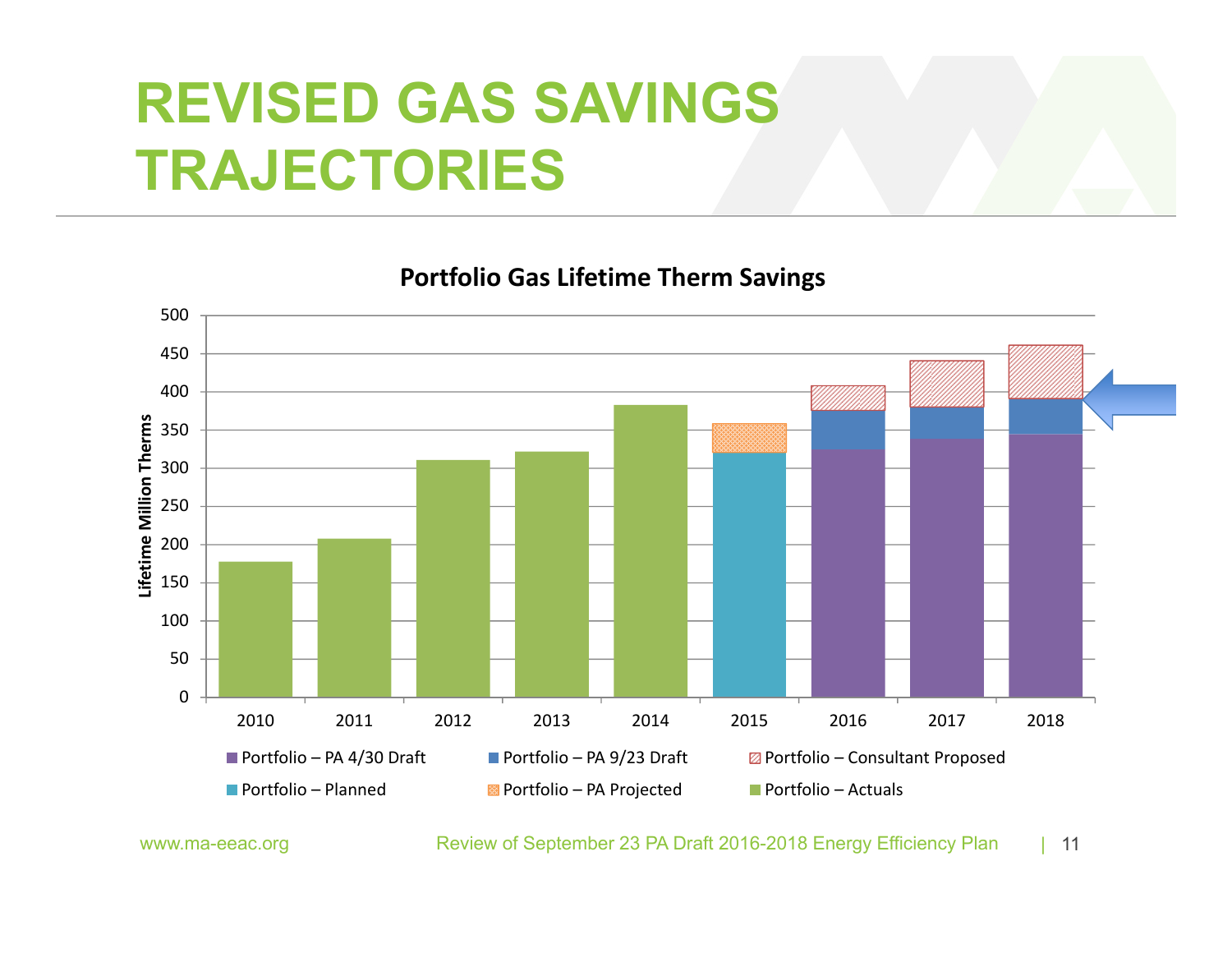# REVISED GAS SAVINGS TRAJECTORIES

**Portfolio Gas Lifetime Therm Savings**

Lifetime Million Therms

500
450
400
350
300
250
200
150
100
50
0

2010 2011 2012 2013 2014 2015 2016 2017 2018

Portfolio – PA 4/30 Draft | Portfolio – PA 9/23 Draft | Portfolio – Consultant Proposed
Portfolio – Planned | Portfolio – PA Projected | Portfolio – Actuals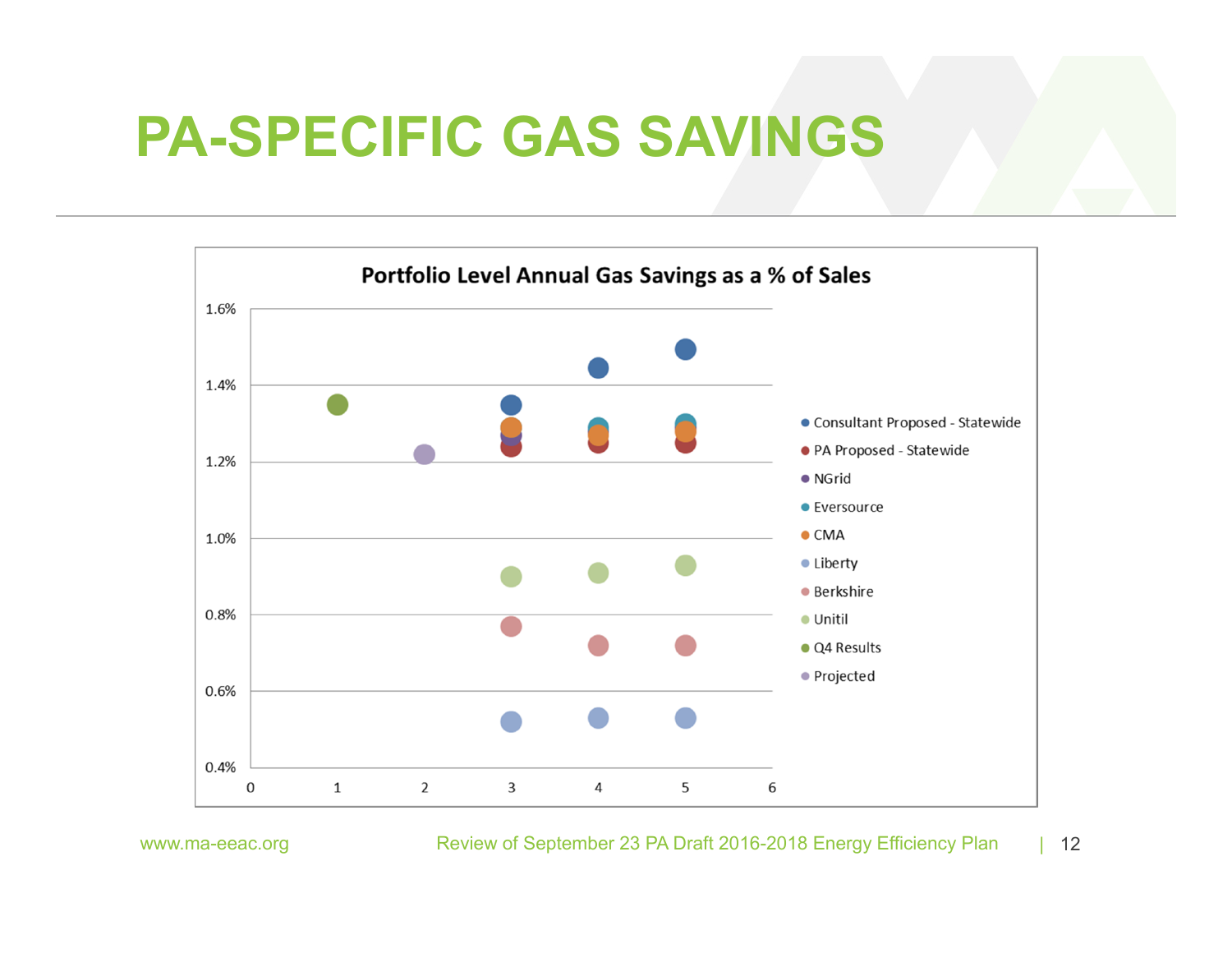# PA-SPECIFIC GAS SAVINGS

**Portfolio Level Annual Gas Savings as a % of Sales**

| Series | x=1 | x=2 | x=3 | x=4 | x=5 |
|---|---|---|---|---|---|
| Consultant Proposed - Statewide | | | 1.35% | 1.45% | 1.50% |
| PA Proposed - Statewide | | | 1.24% | 1.25% | 1.25% |
| NGrid | | | 1.27% | | |
| Eversource | | | | 1.29% | 1.30% |
| CMA | | | 1.29% | 1.27% | 1.28% |
| Liberty | | | 0.52% | 0.53% | 0.53% |
| Berkshire | | | 0.77% | 0.72% | 0.72% |
| Unitil | | | 0.90% | 0.91% | 0.93% |
| Q4 Results | 1.35% | | | | |
| Projected | | 1.22% | | | |

*Values are approximate readings from the chart (y-axis 0.4%–1.6%, x-axis 0–6).*

www.ma-eeac.org

Review of September 23 PA Draft 2016-2018 Energy Efficiency Plan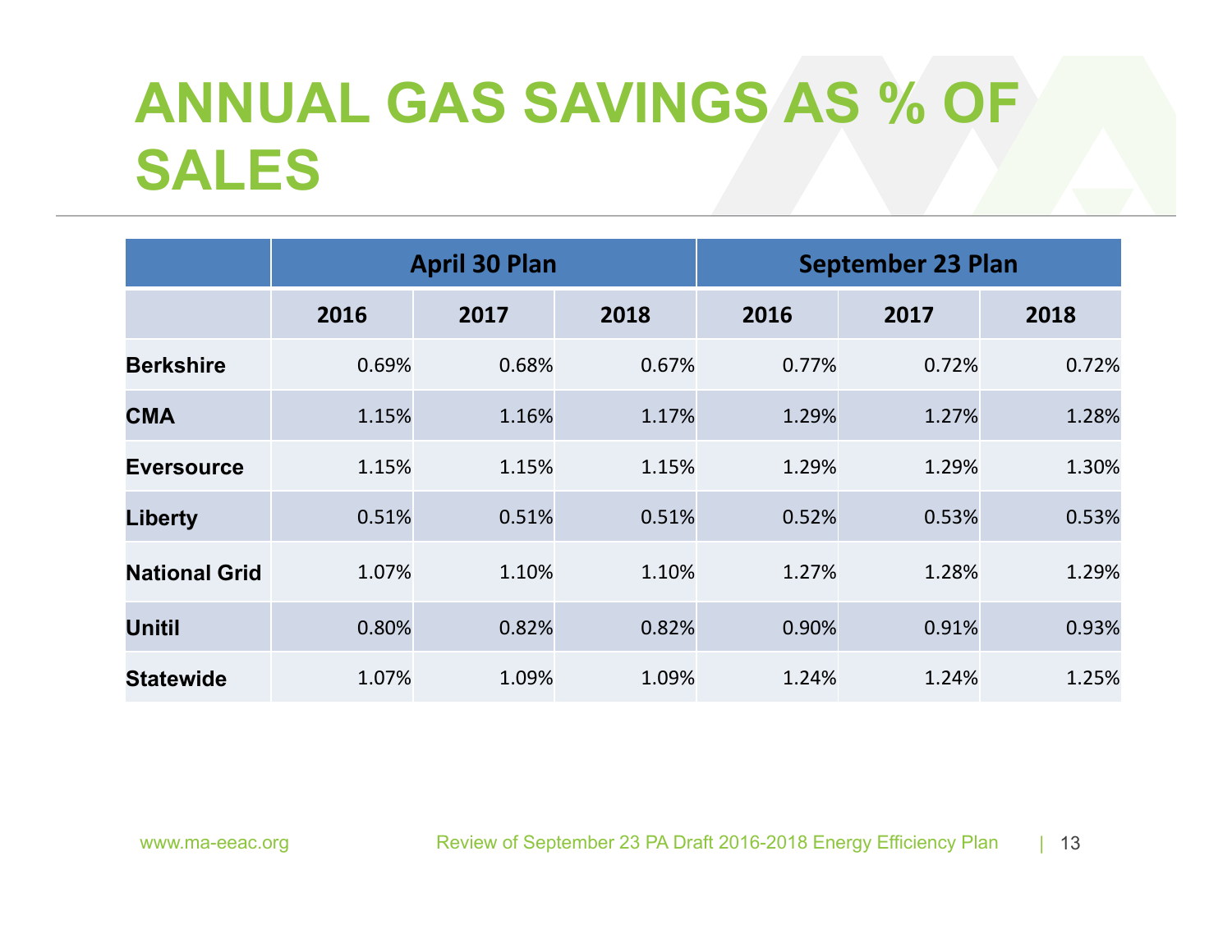# ANNUAL GAS SAVINGS AS % OF SALES

| | April 30 Plan | | | September 23 Plan | | |
|---|---|---|---|---|---|---|
| | 2016 | 2017 | 2018 | 2016 | 2017 | 2018 |
| **Berkshire** | 0.69% | 0.68% | 0.67% | 0.77% | 0.72% | 0.72% |
| **CMA** | 1.15% | 1.16% | 1.17% | 1.29% | 1.27% | 1.28% |
| **Eversource** | 1.15% | 1.15% | 1.15% | 1.29% | 1.29% | 1.30% |
| **Liberty** | 0.51% | 0.51% | 0.51% | 0.52% | 0.53% | 0.53% |
| **National Grid** | 1.07% | 1.10% | 1.10% | 1.27% | 1.28% | 1.29% |
| **Unitil** | 0.80% | 0.82% | 0.82% | 0.90% | 0.91% | 0.93% |
| **Statewide** | 1.07% | 1.09% | 1.09% | 1.24% | 1.24% | 1.25% |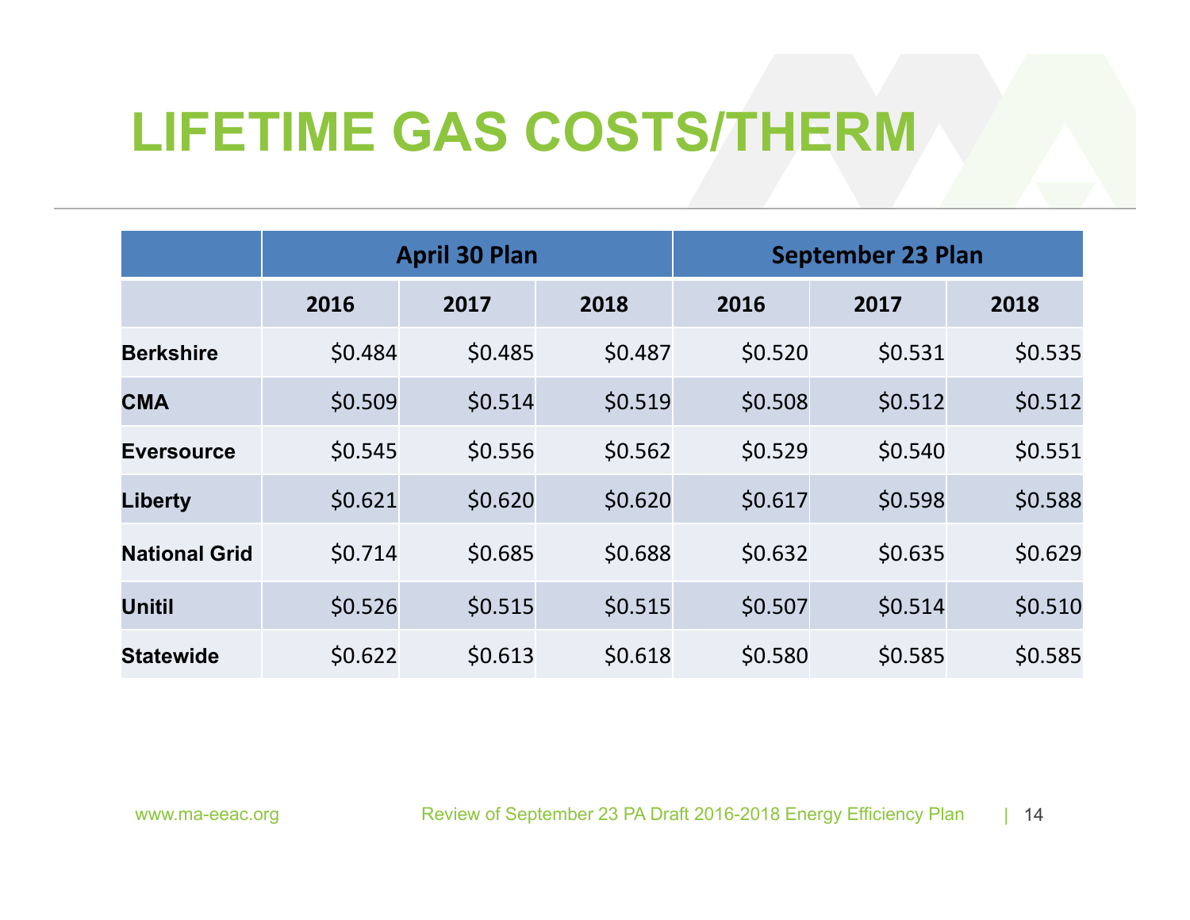# LIFETIME GAS COSTS/THERM

| | April 30 Plan | | | September 23 Plan | | |
|---|---|---|---|---|---|---|
| | 2016 | 2017 | 2018 | 2016 | 2017 | 2018 |
| **Berkshire** | $0.484 | $0.485 | $0.487 | $0.520 | $0.531 | $0.535 |
| **CMA** | $0.509 | $0.514 | $0.519 | $0.508 | $0.512 | $0.512 |
| **Eversource** | $0.545 | $0.556 | $0.562 | $0.529 | $0.540 | $0.551 |
| **Liberty** | $0.621 | $0.620 | $0.620 | $0.617 | $0.598 | $0.588 |
| **National Grid** | $0.714 | $0.685 | $0.688 | $0.632 | $0.635 | $0.629 |
| **Unitil** | $0.526 | $0.515 | $0.515 | $0.507 | $0.514 | $0.510 |
| **Statewide** | $0.622 | $0.613 | $0.618 | $0.580 | $0.585 | $0.585 |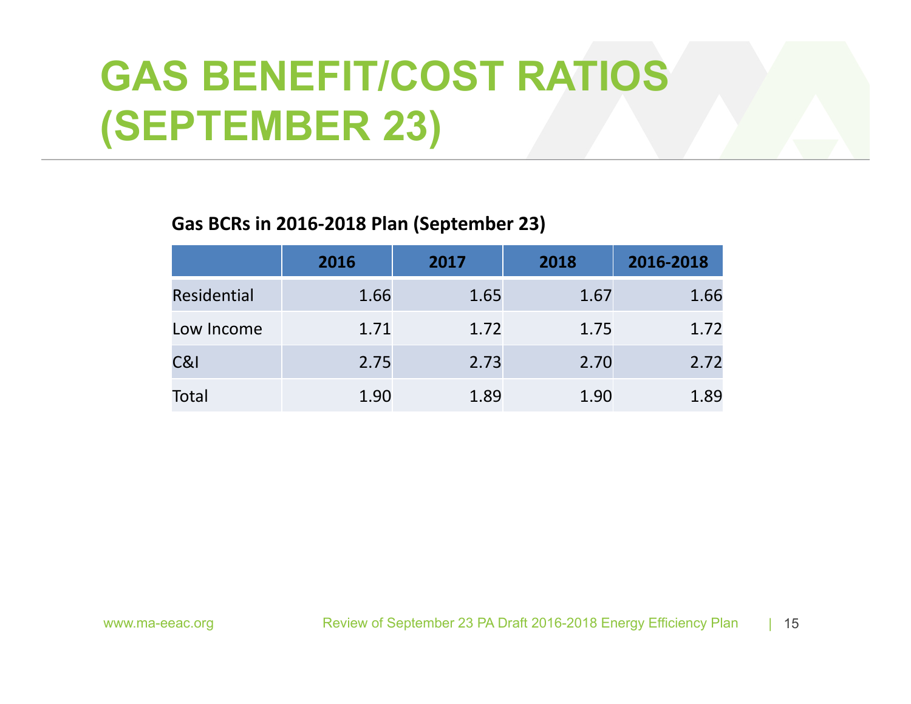# GAS BENEFIT/COST RATIOS (SEPTEMBER 23)

**Gas BCRs in 2016-2018 Plan (September 23)**

| | 2016 | 2017 | 2018 | 2016-2018 |
|---|---|---|---|---|
| Residential | 1.66 | 1.65 | 1.67 | 1.66 |
| Low Income | 1.71 | 1.72 | 1.75 | 1.72 |
| C&I | 2.75 | 2.73 | 2.70 | 2.72 |
| Total | 1.90 | 1.89 | 1.90 | 1.89 |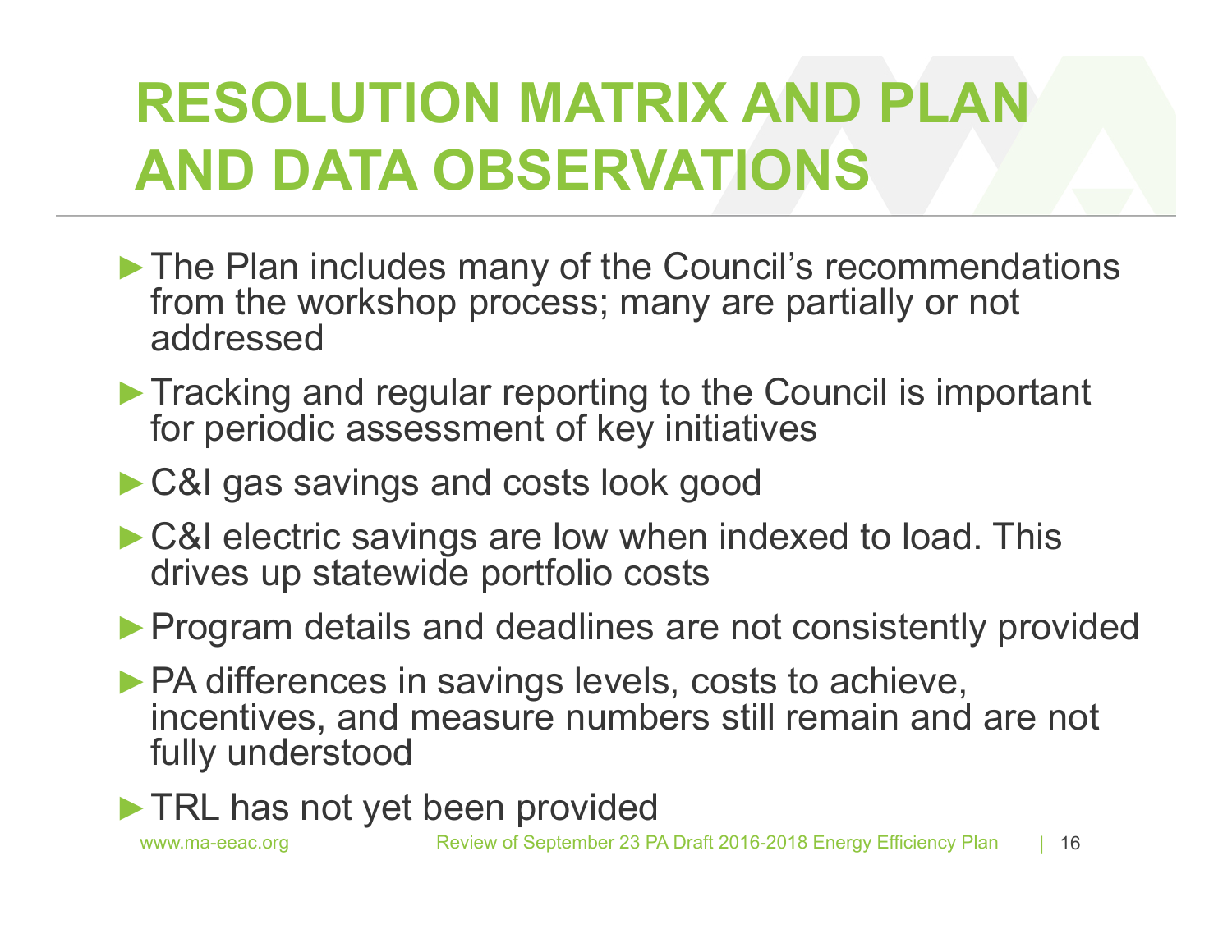# RESOLUTION MATRIX AND PLAN AND DATA OBSERVATIONS

- The Plan includes many of the Council's recommendations from the workshop process; many are partially or not addressed
- Tracking and regular reporting to the Council is important for periodic assessment of key initiatives
- C&I gas savings and costs look good
- C&I electric savings are low when indexed to load. This drives up statewide portfolio costs
- Program details and deadlines are not consistently provided
- PA differences in savings levels, costs to achieve, incentives, and measure numbers still remain and are not fully understood
- TRL has not yet been provided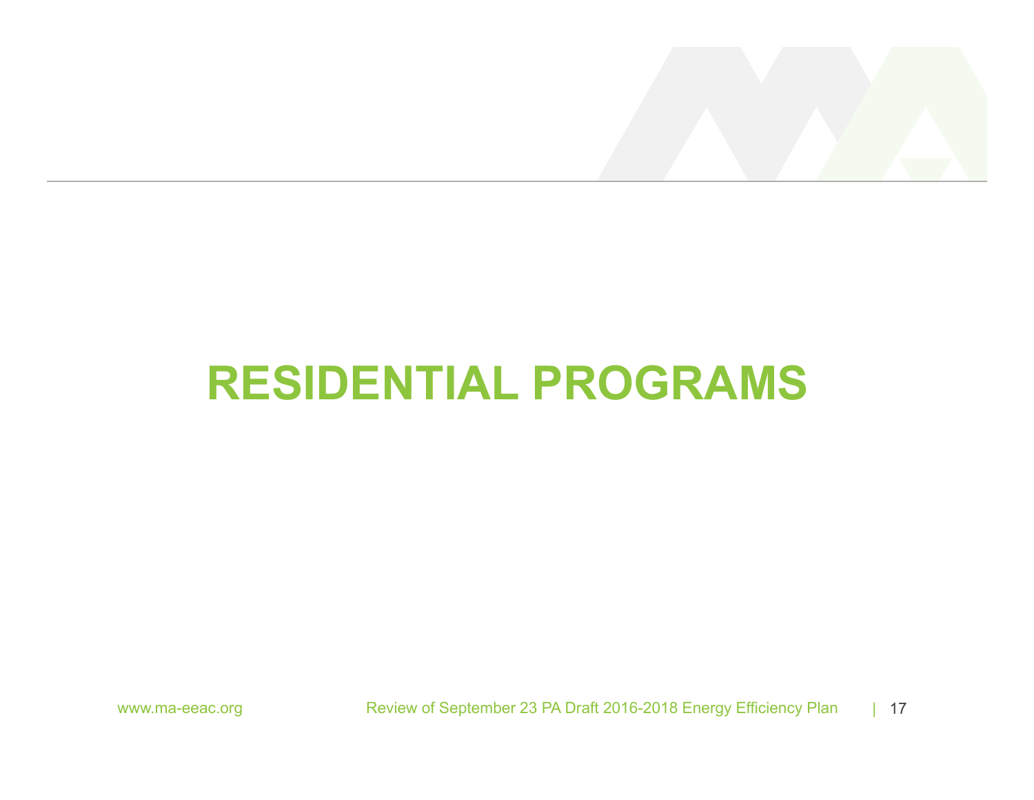# RESIDENTIAL PROGRAMS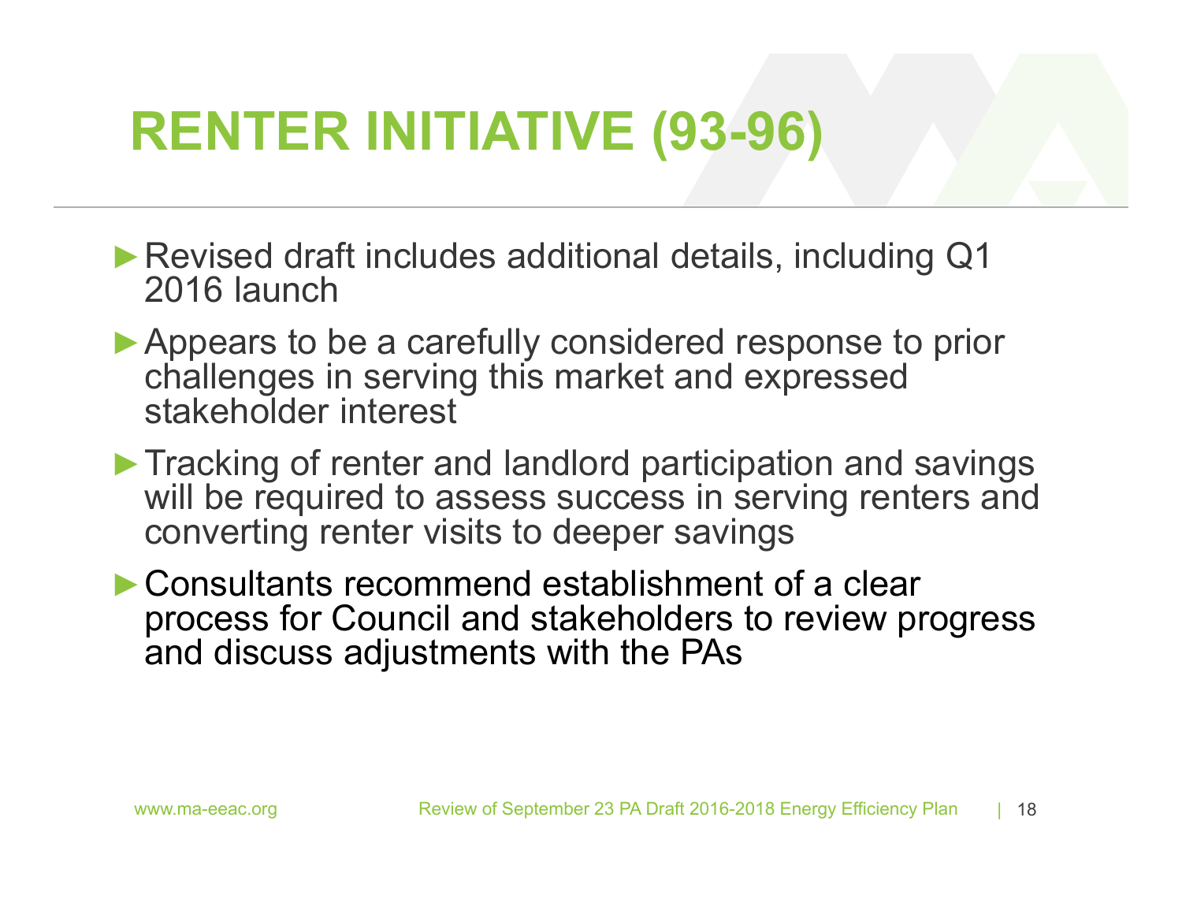# RENTER INITIATIVE (93-96)

- Revised draft includes additional details, including Q1 2016 launch
- Appears to be a carefully considered response to prior challenges in serving this market and expressed stakeholder interest
- Tracking of renter and landlord participation and savings will be required to assess success in serving renters and converting renter visits to deeper savings
- Consultants recommend establishment of a clear process for Council and stakeholders to review progress and discuss adjustments with the PAs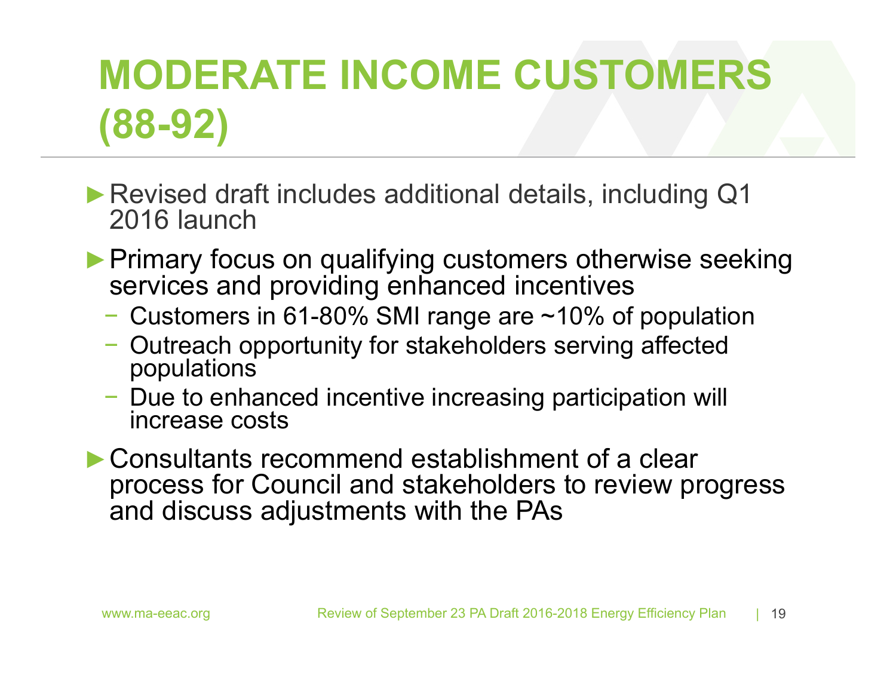# MODERATE INCOME CUSTOMERS (88-92)

- Revised draft includes additional details, including Q1 2016 launch
- Primary focus on qualifying customers otherwise seeking services and providing enhanced incentives
  - Customers in 61-80% SMI range are ~10% of population
  - Outreach opportunity for stakeholders serving affected populations
  - Due to enhanced incentive increasing participation will increase costs
- Consultants recommend establishment of a clear process for Council and stakeholders to review progress and discuss adjustments with the PAs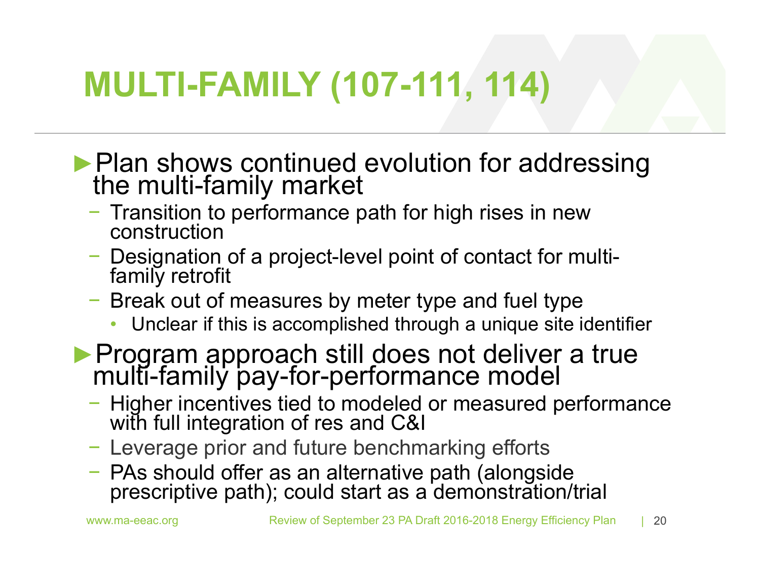# MULTI-FAMILY (107-111, 114)

- ►Plan shows continued evolution for addressing the multi-family market
  - Transition to performance path for high rises in new construction
  - Designation of a project-level point of contact for multi-family retrofit
  - Break out of measures by meter type and fuel type
    - Unclear if this is accomplished through a unique site identifier
- ►Program approach still does not deliver a true multi-family pay-for-performance model
  - Higher incentives tied to modeled or measured performance with full integration of res and C&I
  - Leverage prior and future benchmarking efforts
  - PAs should offer as an alternative path (alongside prescriptive path); could start as a demonstration/trial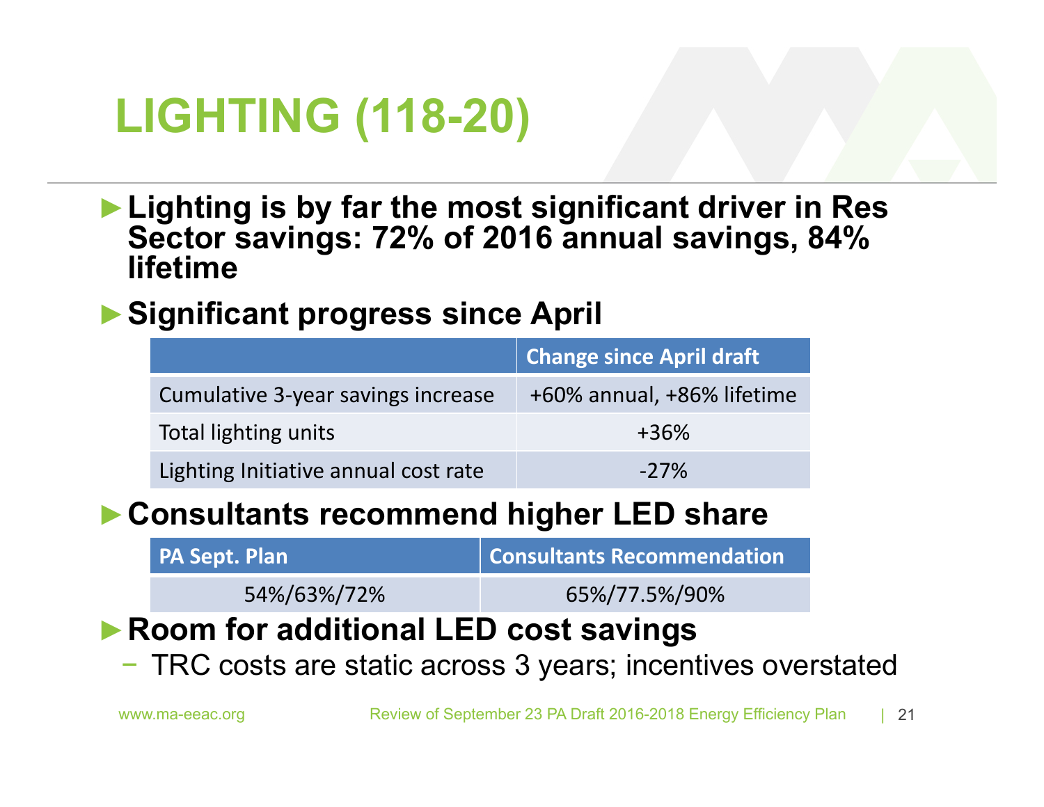# LIGHTING (118-20)

- **Lighting is by far the most significant driver in Res Sector savings: 72% of 2016 annual savings, 84% lifetime**
- **Significant progress since April**

| | Change since April draft |
|---|---|
| Cumulative 3-year savings increase | +60% annual, +86% lifetime |
| Total lighting units | +36% |
| Lighting Initiative annual cost rate | -27% |

- **Consultants recommend higher LED share**

| PA Sept. Plan | Consultants Recommendation |
|---|---|
| 54%/63%/72% | 65%/77.5%/90% |

- **Room for additional LED cost savings**
  - TRC costs are static across 3 years; incentives overstated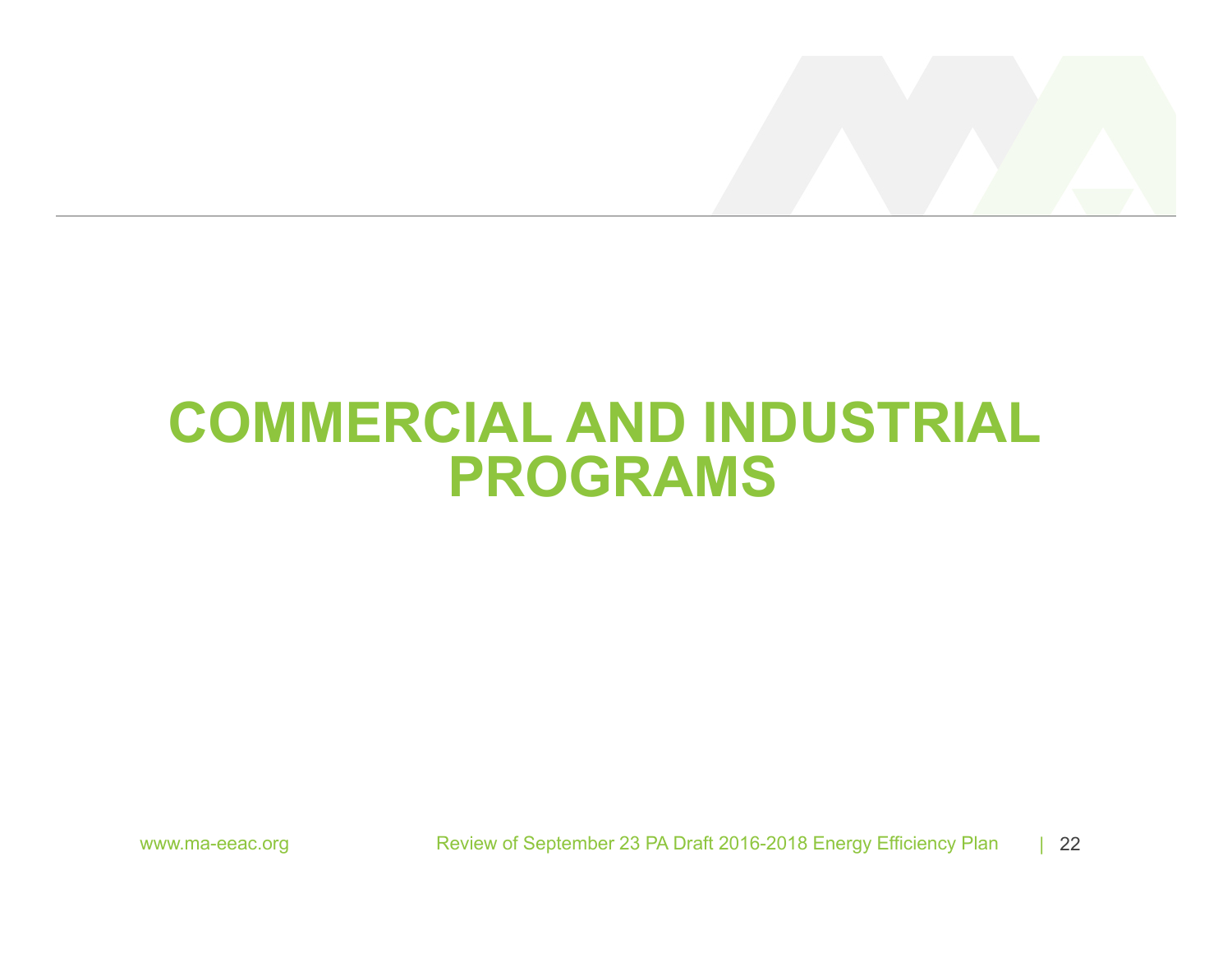# COMMERCIAL AND INDUSTRIAL PROGRAMS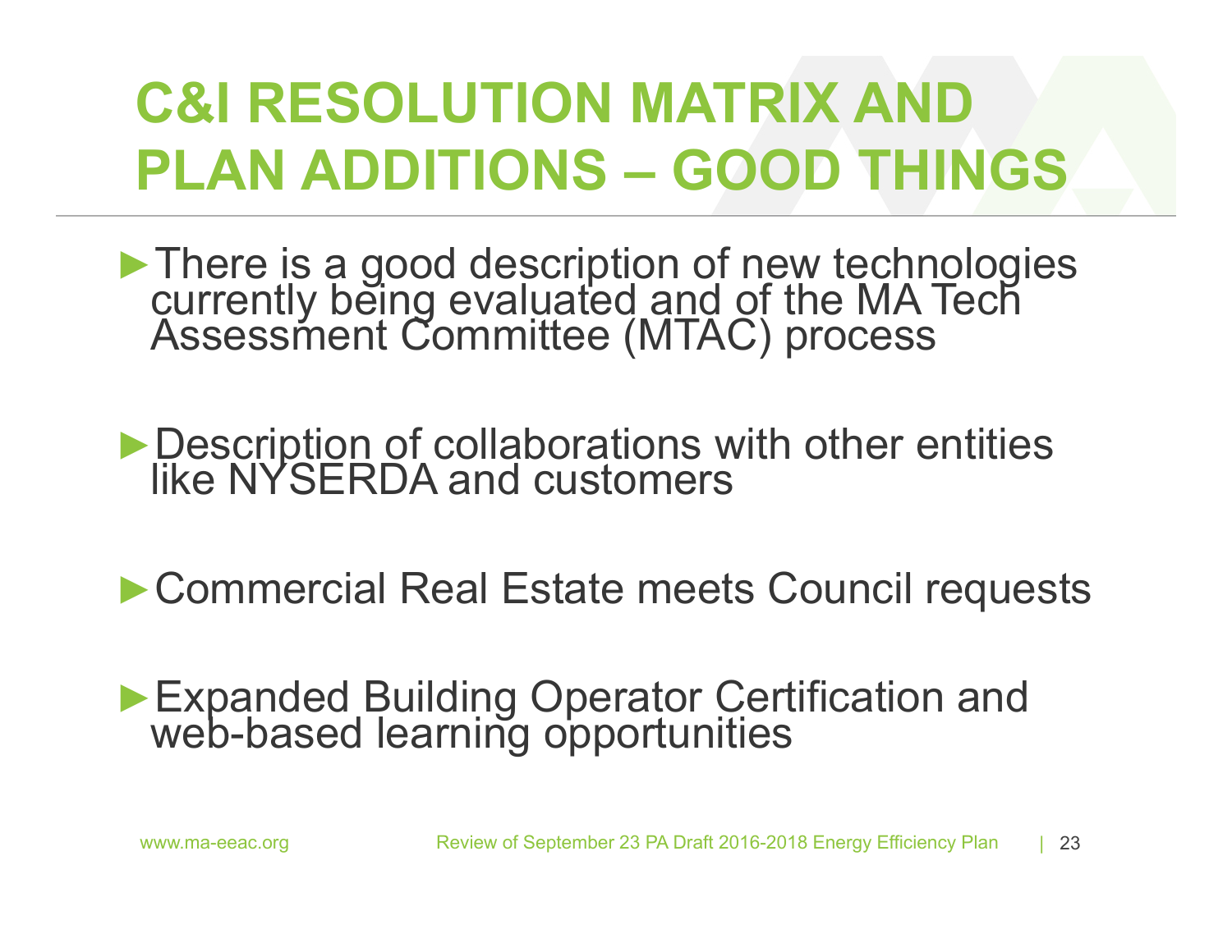# C&I RESOLUTION MATRIX AND PLAN ADDITIONS – GOOD THINGS

- There is a good description of new technologies currently being evaluated and of the MA Tech Assessment Committee (MTAC) process
- Description of collaborations with other entities like NYSERDA and customers
- Commercial Real Estate meets Council requests
- Expanded Building Operator Certification and web-based learning opportunities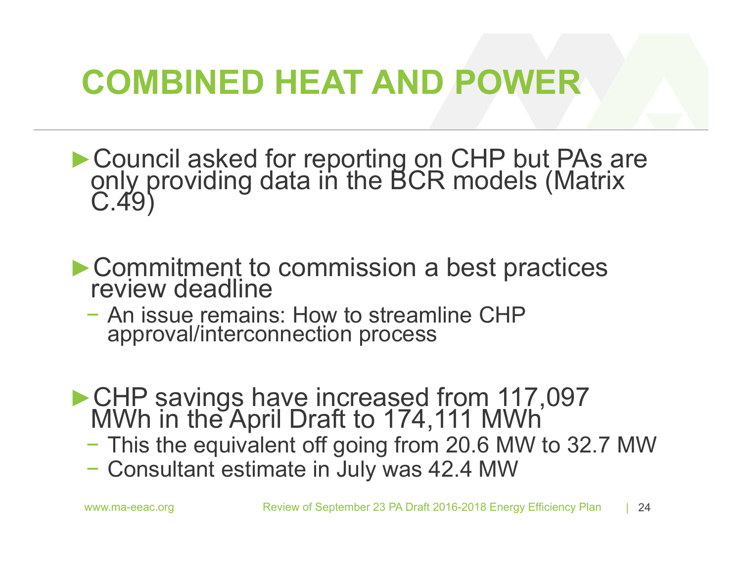# COMBINED HEAT AND POWER

- Council asked for reporting on CHP but PAs are only providing data in the BCR models (Matrix C.49)

- Commitment to commission a best practices review deadline
  - An issue remains: How to streamline CHP approval/interconnection process

- CHP savings have increased from 117,097 MWh in the April Draft to 174,111 MWh
  - This the equivalent off going from 20.6 MW to 32.7 MW
  - Consultant estimate in July was 42.4 MW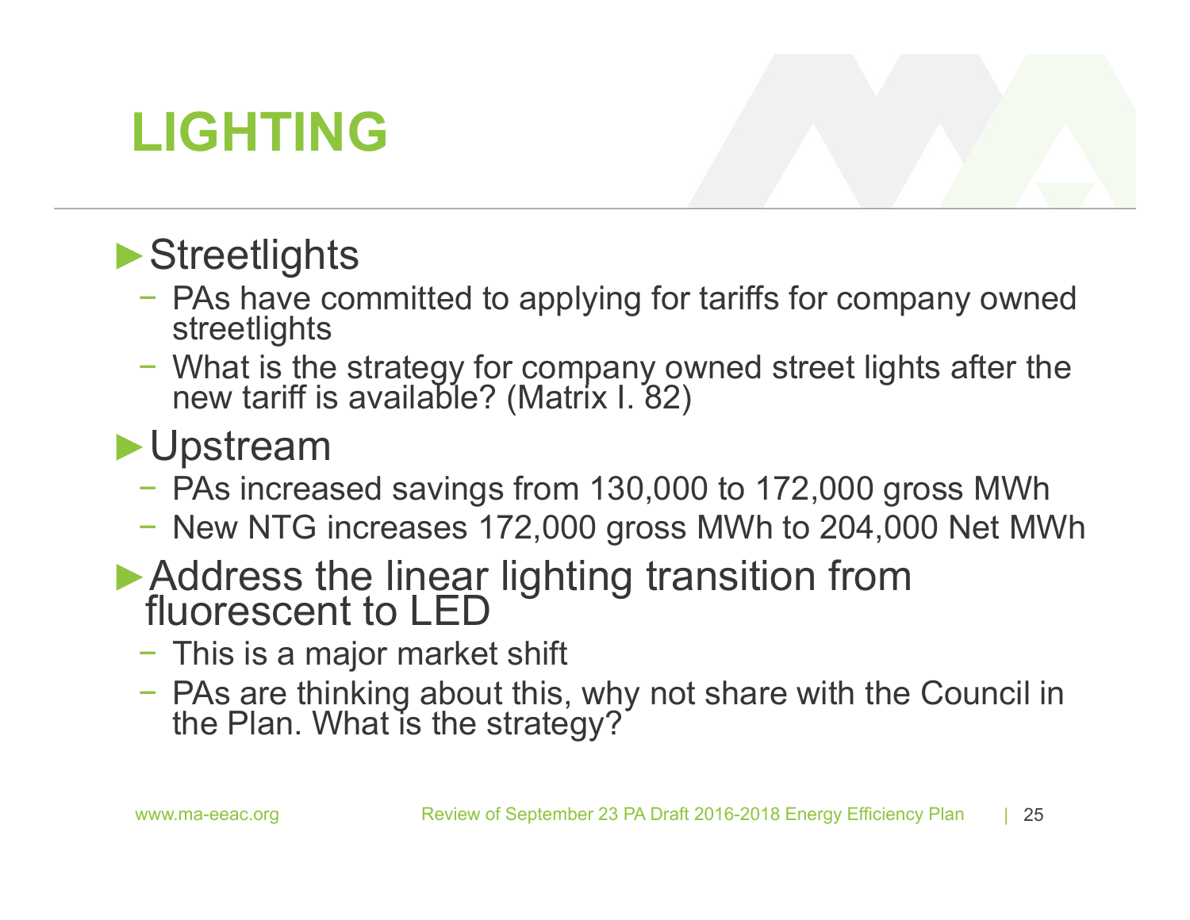# LIGHTING

- **Streetlights**
  - PAs have committed to applying for tariffs for company owned streetlights
  - What is the strategy for company owned street lights after the new tariff is available? (Matrix I. 82)
- **Upstream**
  - PAs increased savings from 130,000 to 172,000 gross MWh
  - New NTG increases 172,000 gross MWh to 204,000 Net MWh
- **Address the linear lighting transition from fluorescent to LED**
  - This is a major market shift
  - PAs are thinking about this, why not share with the Council in the Plan. What is the strategy?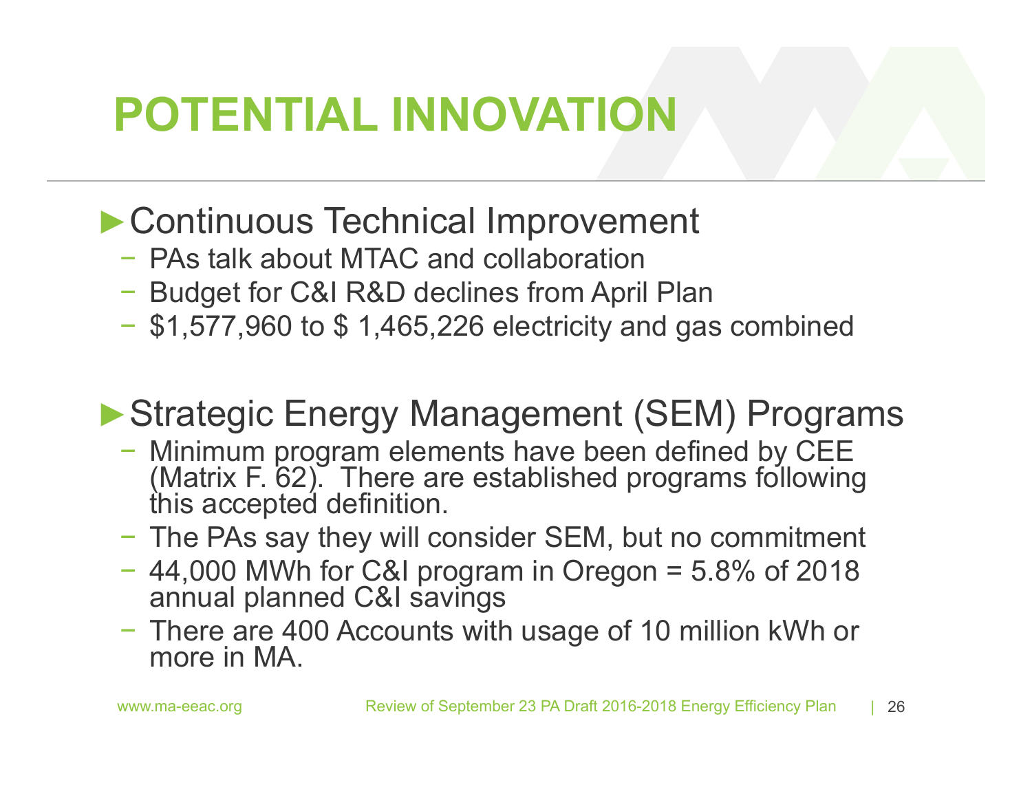# POTENTIAL INNOVATION

- **Continuous Technical Improvement**
  - PAs talk about MTAC and collaboration
  - Budget for C&I R&D declines from April Plan
  - $1,577,960 to $ 1,465,226 electricity and gas combined

- **Strategic Energy Management (SEM) Programs**
  - Minimum program elements have been defined by CEE (Matrix F. 62). There are established programs following this accepted definition.
  - The PAs say they will consider SEM, but no commitment
  - 44,000 MWh for C&I program in Oregon = 5.8% of 2018 annual planned C&I savings
  - There are 400 Accounts with usage of 10 million kWh or more in MA.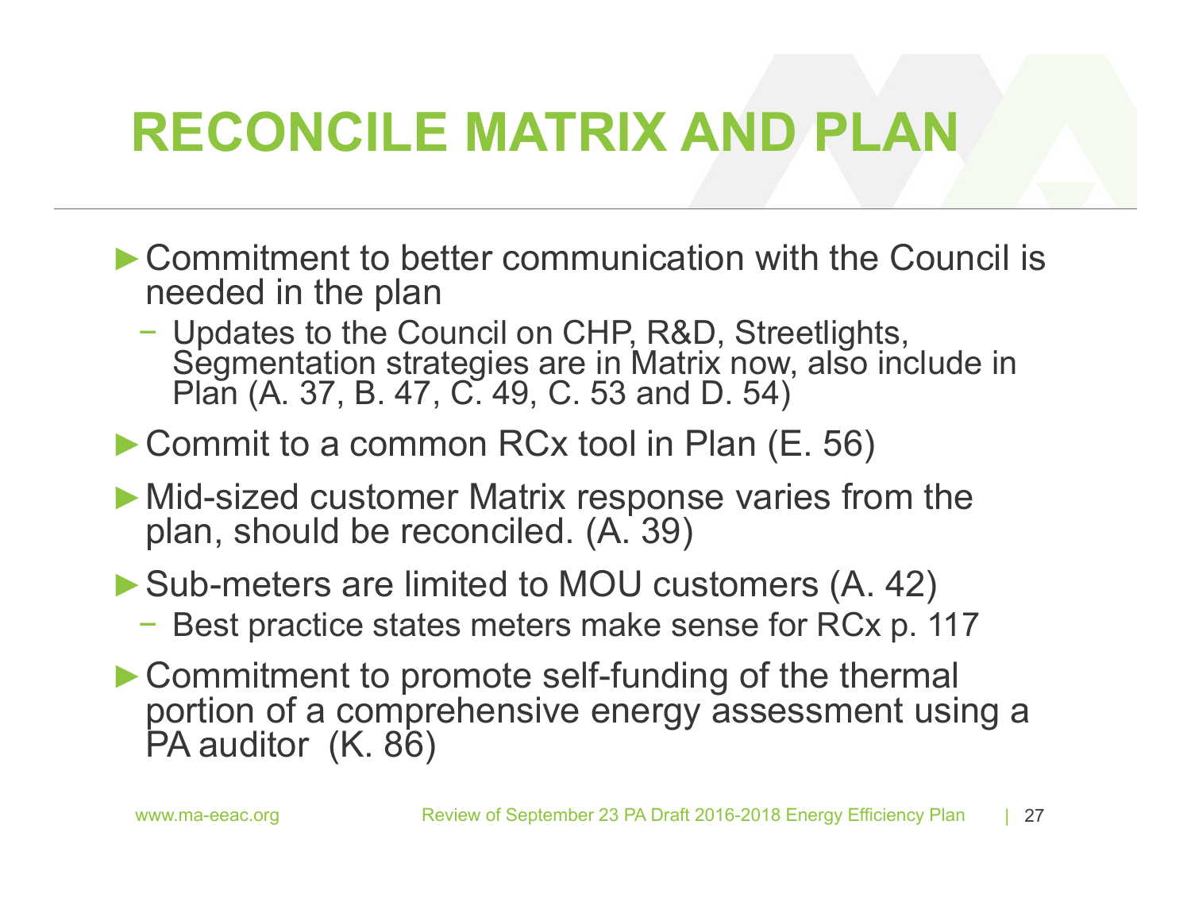# RECONCILE MATRIX AND PLAN

- Commitment to better communication with the Council is needed in the plan
  - Updates to the Council on CHP, R&D, Streetlights, Segmentation strategies are in Matrix now, also include in Plan (A. 37, B. 47, C. 49, C. 53 and D. 54)
- Commit to a common RCx tool in Plan (E. 56)
- Mid-sized customer Matrix response varies from the plan, should be reconciled. (A. 39)
- Sub-meters are limited to MOU customers (A. 42)
  - Best practice states meters make sense for RCx p. 117
- Commitment to promote self-funding of the thermal portion of a comprehensive energy assessment using a PA auditor (K. 86)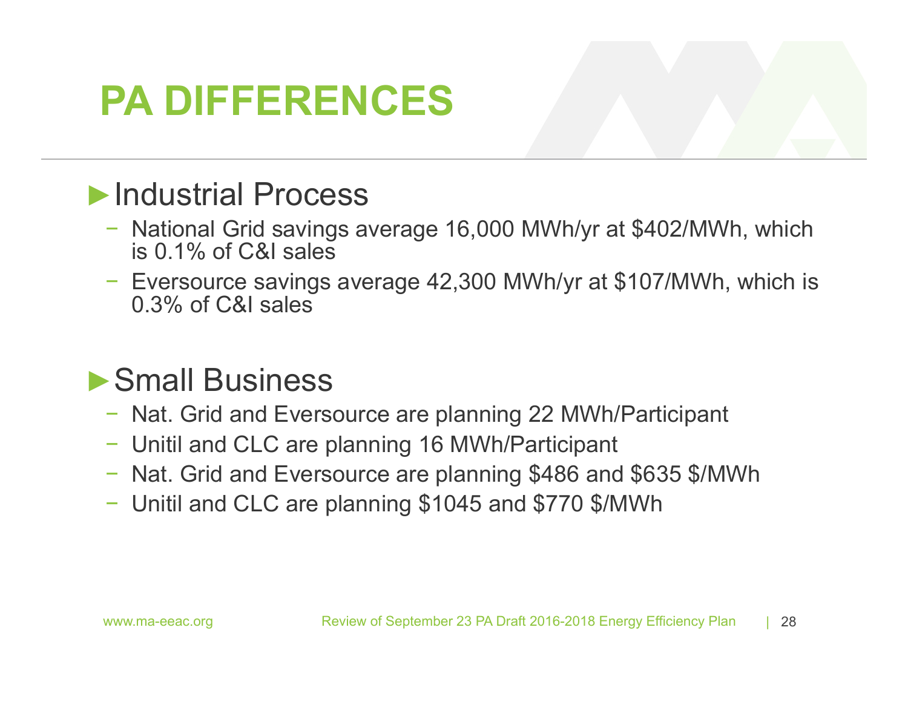# PA DIFFERENCES

## ►Industrial Process

- National Grid savings average 16,000 MWh/yr at $402/MWh, which is 0.1% of C&I sales
- Eversource savings average 42,300 MWh/yr at $107/MWh, which is 0.3% of C&I sales

## ►Small Business

- Nat. Grid and Eversource are planning 22 MWh/Participant
- Unitil and CLC are planning 16 MWh/Participant
- Nat. Grid and Eversource are planning $486 and $635 $/MWh
- Unitil and CLC are planning $1045 and $770 $/MWh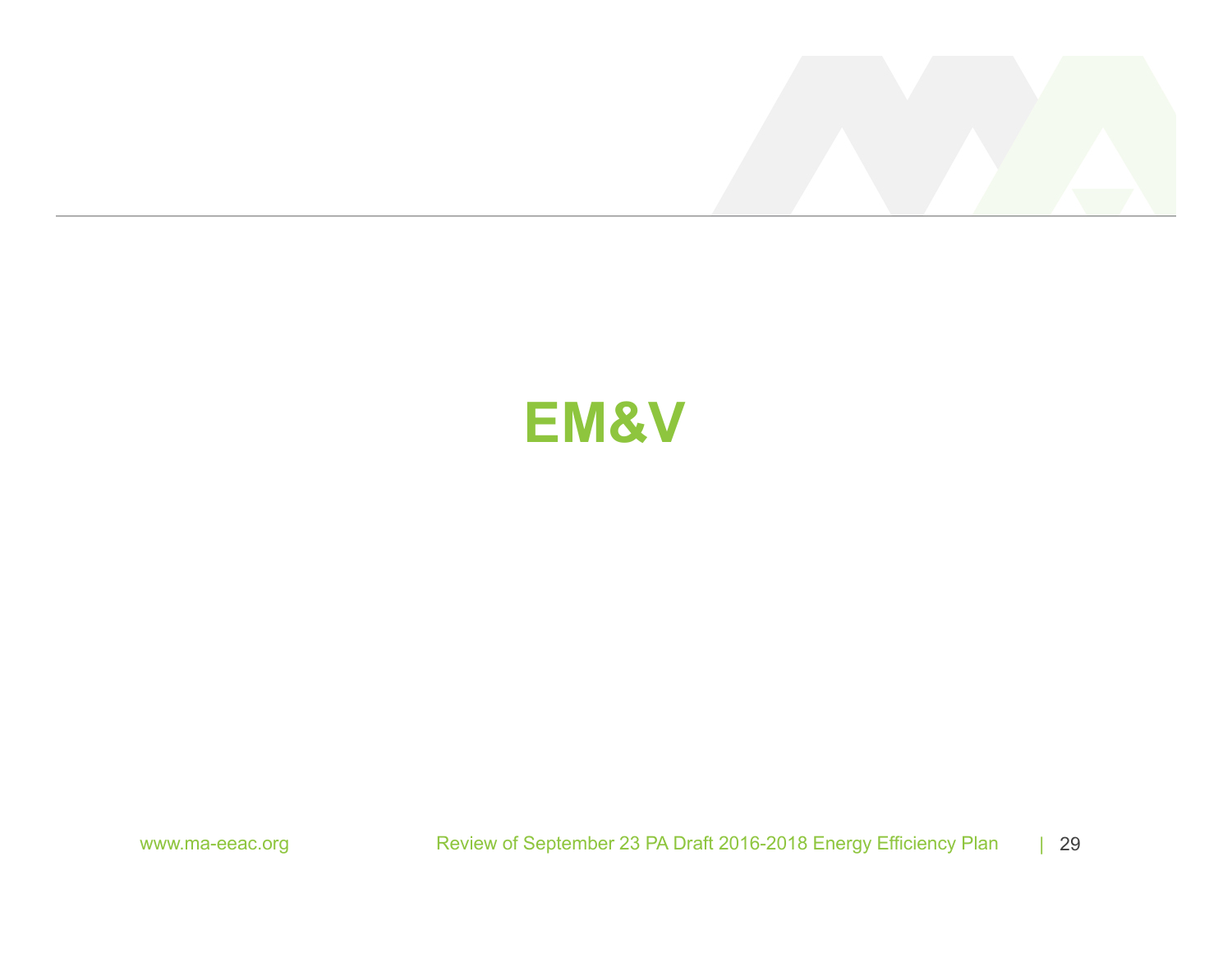# EM&V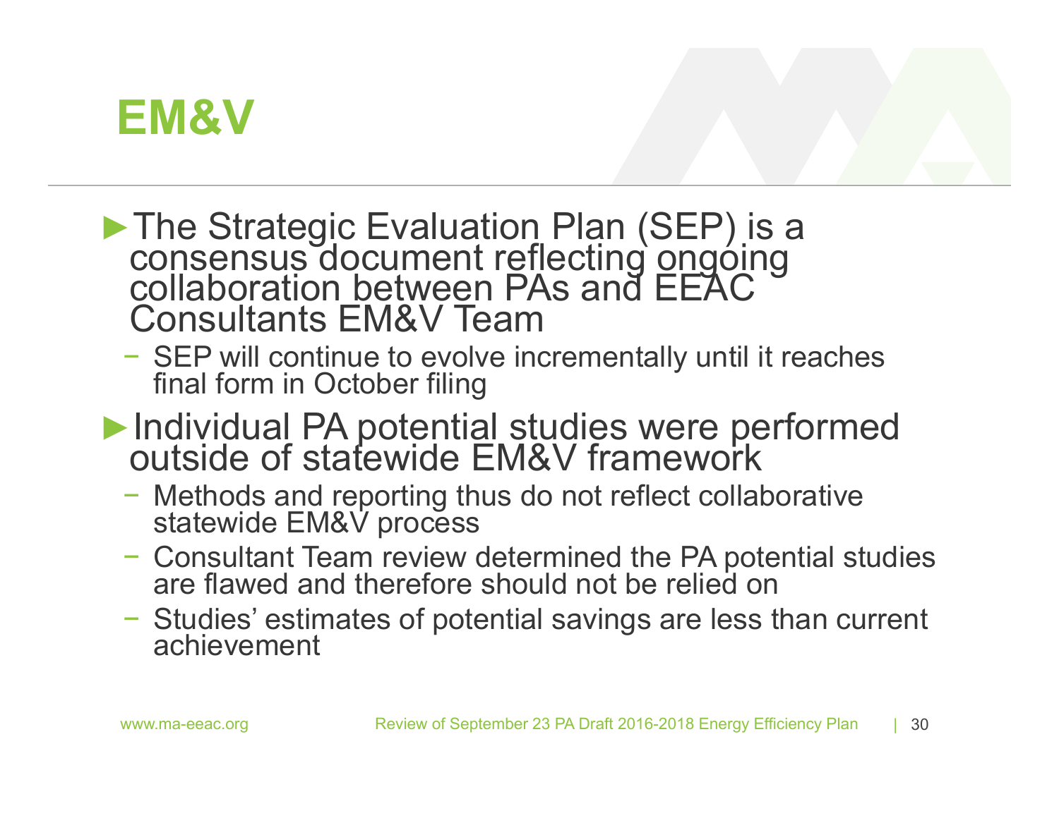# EM&V

- The Strategic Evaluation Plan (SEP) is a consensus document reflecting ongoing collaboration between PAs and EEAC Consultants EM&V Team
  - SEP will continue to evolve incrementally until it reaches final form in October filing
- Individual PA potential studies were performed outside of statewide EM&V framework
  - Methods and reporting thus do not reflect collaborative statewide EM&V process
  - Consultant Team review determined the PA potential studies are flawed and therefore should not be relied on
  - Studies' estimates of potential savings are less than current achievement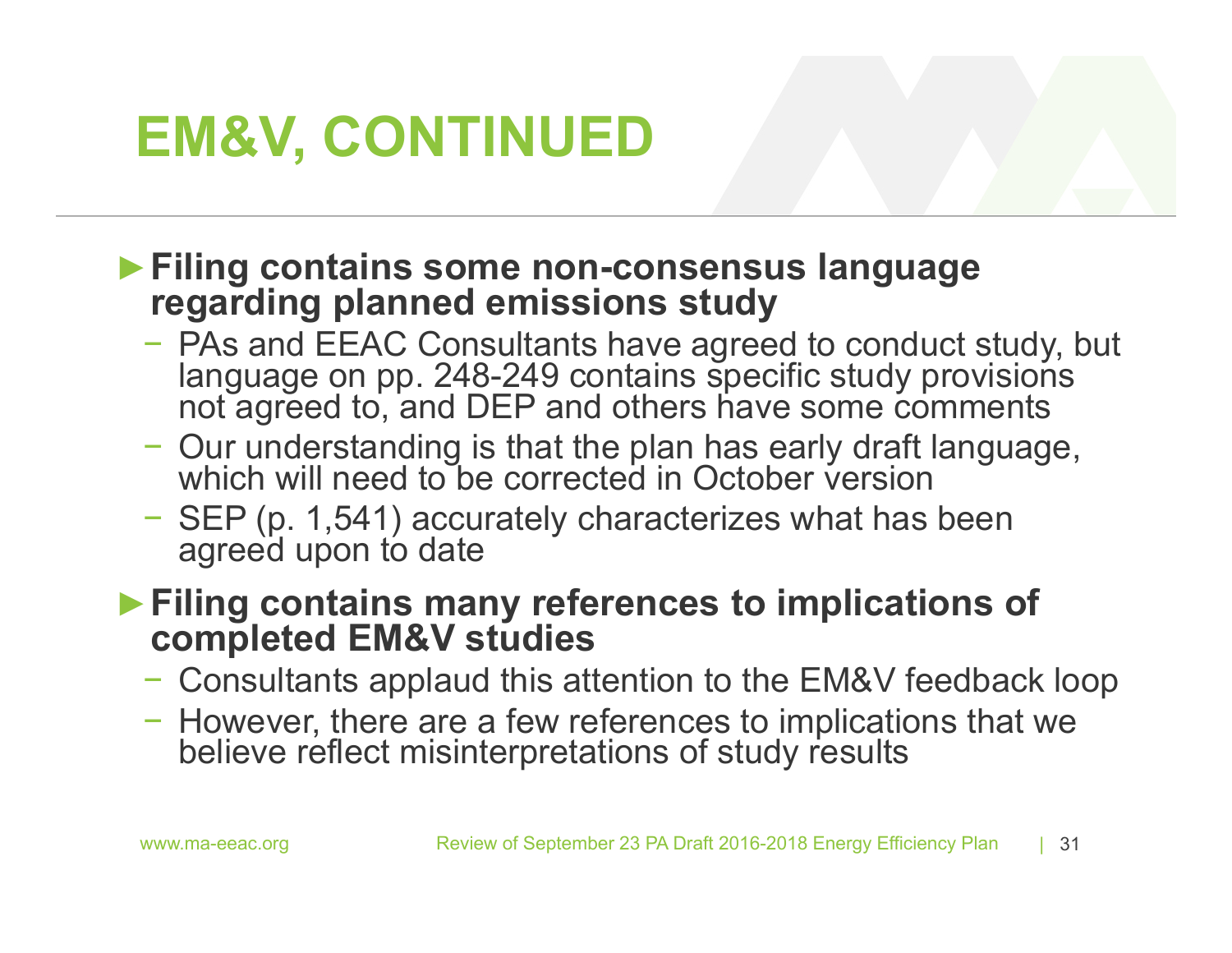# EM&V, CONTINUED

- **Filing contains some non-consensus language regarding planned emissions study**
  - PAs and EEAC Consultants have agreed to conduct study, but language on pp. 248-249 contains specific study provisions not agreed to, and DEP and others have some comments
  - Our understanding is that the plan has early draft language, which will need to be corrected in October version
  - SEP (p. 1,541) accurately characterizes what has been agreed upon to date
- **Filing contains many references to implications of completed EM&V studies**
  - Consultants applaud this attention to the EM&V feedback loop
  - However, there are a few references to implications that we believe reflect misinterpretations of study results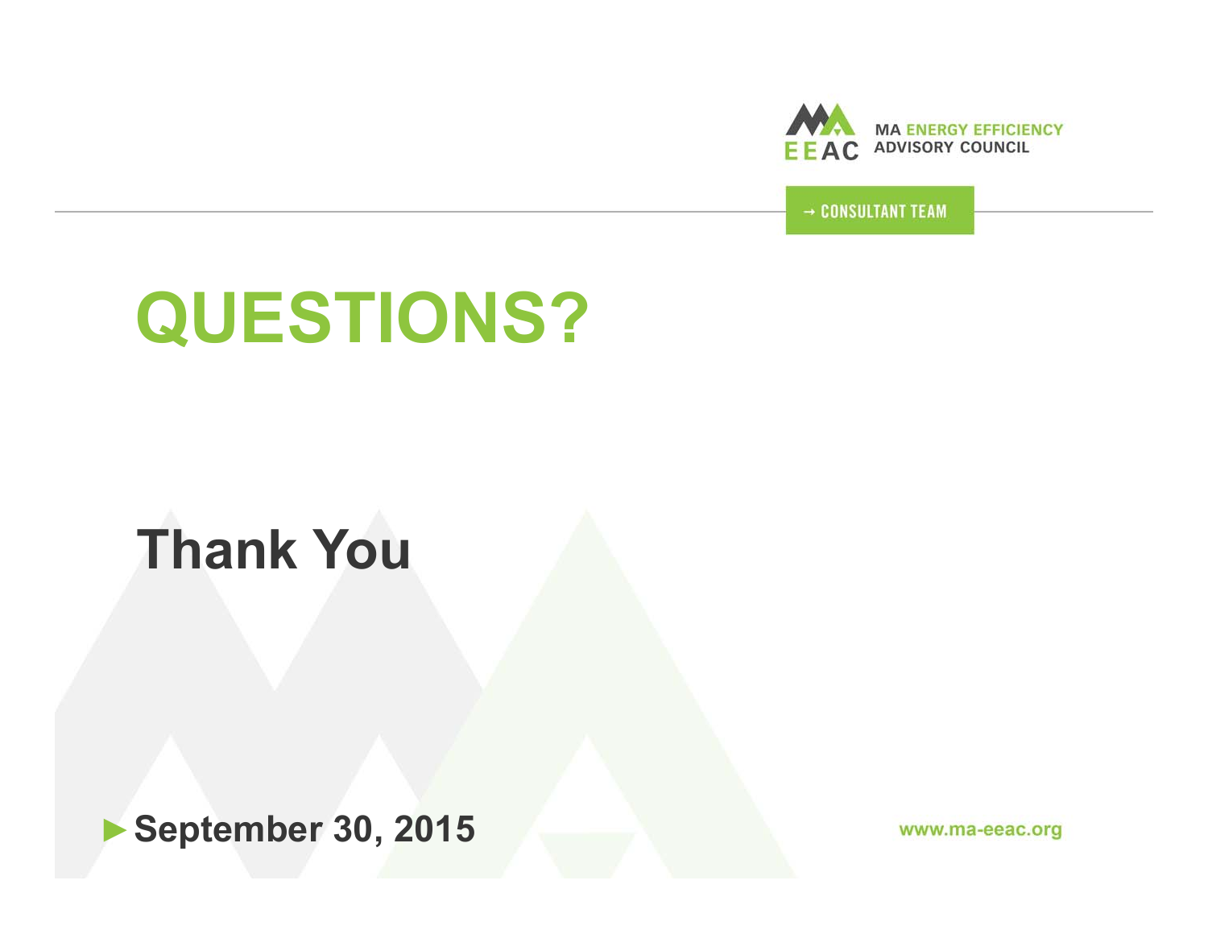MA ENERGY EFFICIENCY ADVISORY COUNCIL

→ CONSULTANT TEAM

# QUESTIONS?

## Thank You

► **September 30, 2015**

www.ma-eeac.org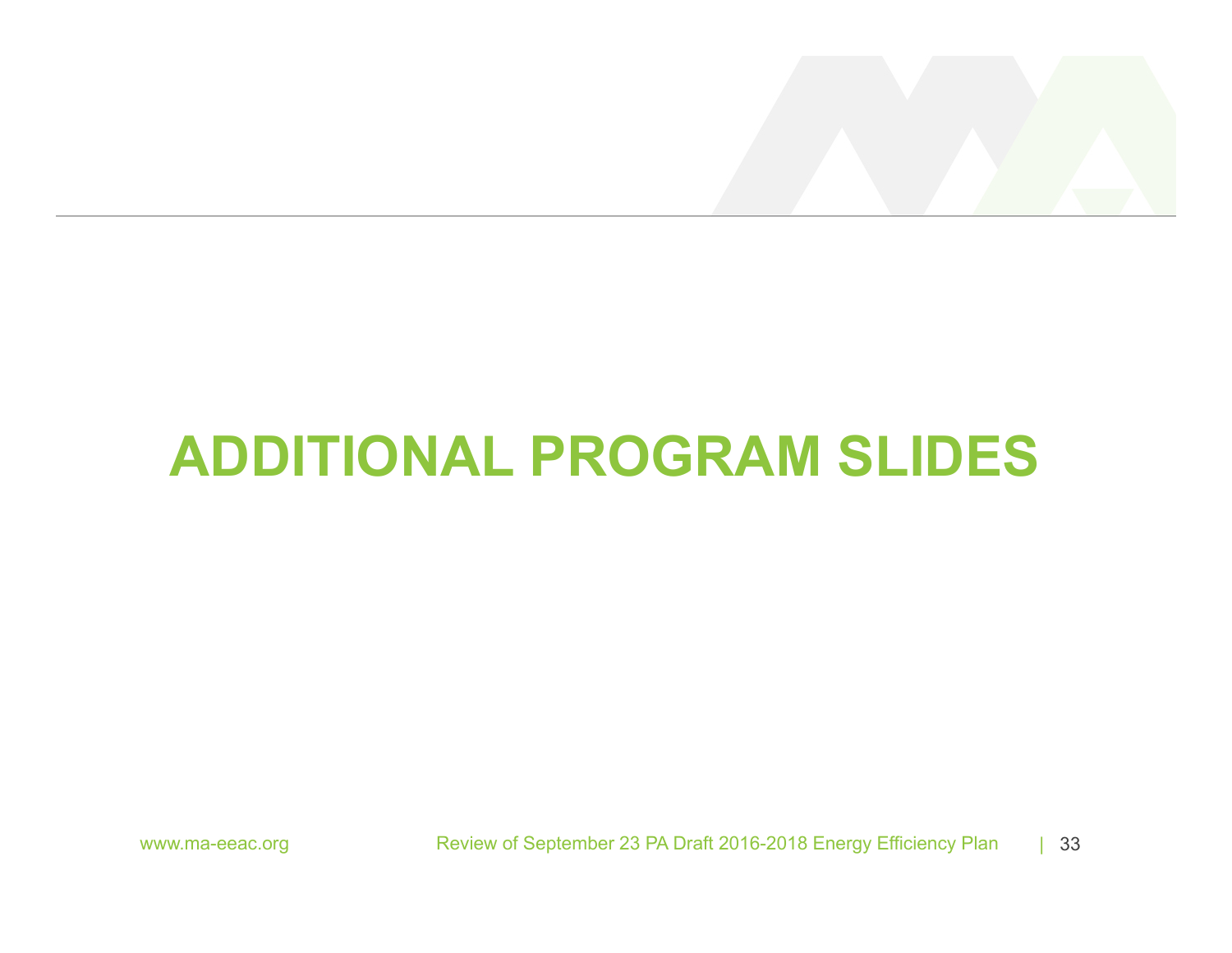# ADDITIONAL PROGRAM SLIDES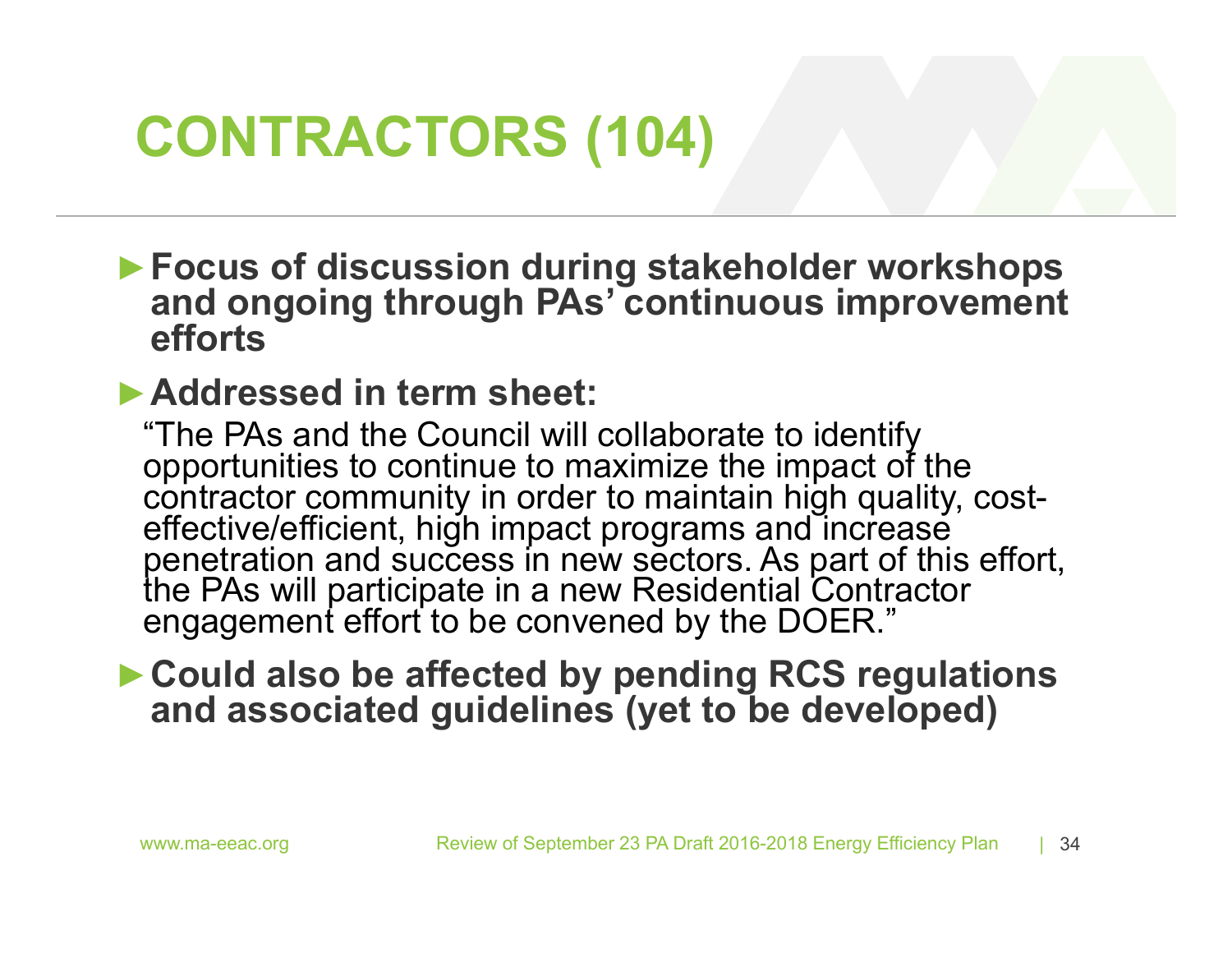# CONTRACTORS (104)

- **Focus of discussion during stakeholder workshops and ongoing through PAs' continuous improvement efforts**
- **Addressed in term sheet:**

  "The PAs and the Council will collaborate to identify opportunities to continue to maximize the impact of the contractor community in order to maintain high quality, cost-effective/efficient, high impact programs and increase penetration and success in new sectors. As part of this effort, the PAs will participate in a new Residential Contractor engagement effort to be convened by the DOER."

- **Could also be affected by pending RCS regulations and associated guidelines (yet to be developed)**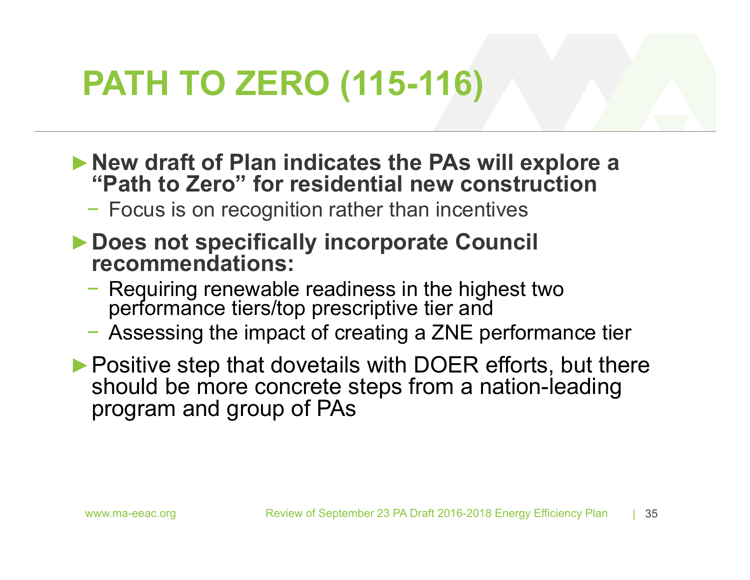# PATH TO ZERO (115-116)

- **New draft of Plan indicates the PAs will explore a "Path to Zero" for residential new construction**
  - Focus is on recognition rather than incentives
- **Does not specifically incorporate Council recommendations:**
  - Requiring renewable readiness in the highest two performance tiers/top prescriptive tier and
  - Assessing the impact of creating a ZNE performance tier
- Positive step that dovetails with DOER efforts, but there should be more concrete steps from a nation-leading program and group of PAs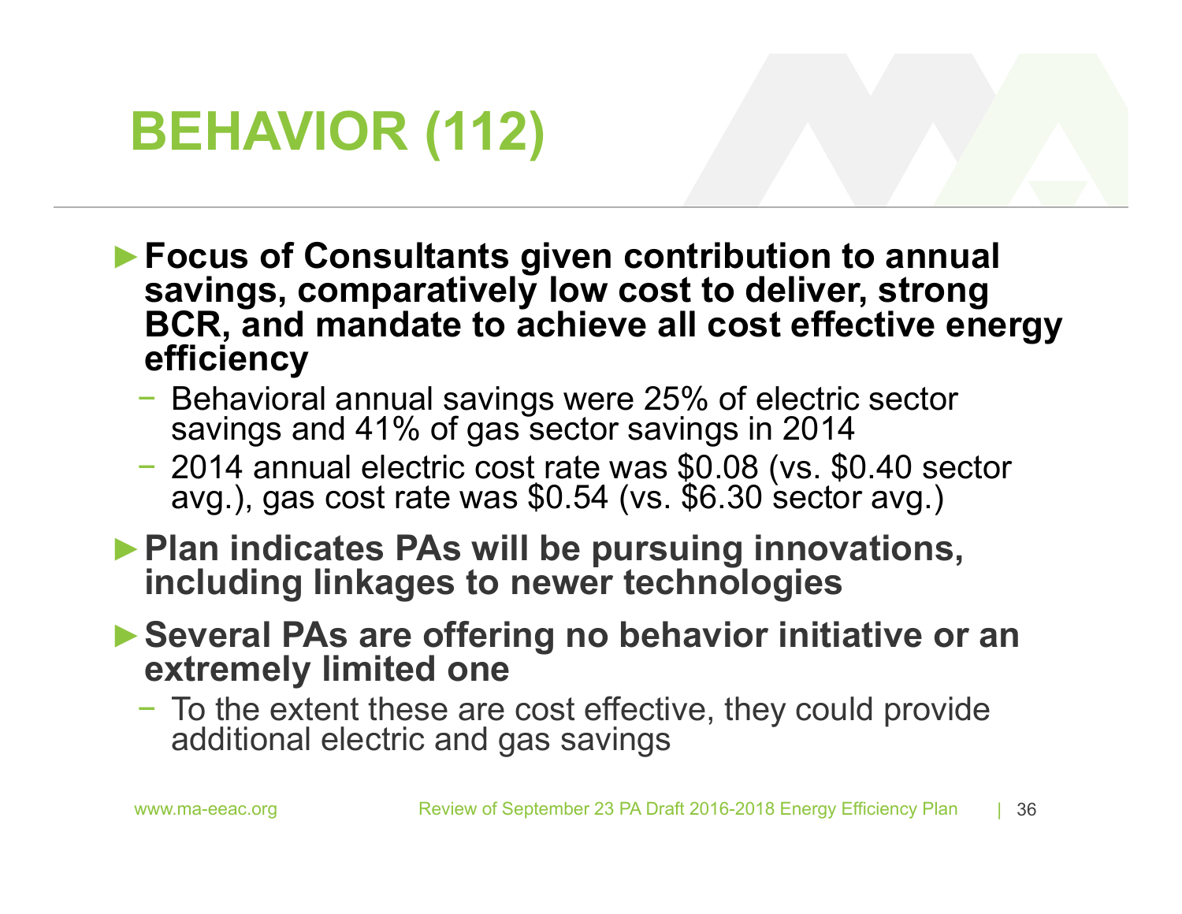# BEHAVIOR (112)

- **Focus of Consultants given contribution to annual savings, comparatively low cost to deliver, strong BCR, and mandate to achieve all cost effective energy efficiency**
  - Behavioral annual savings were 25% of electric sector savings and 41% of gas sector savings in 2014
  - 2014 annual electric cost rate was $0.08 (vs. $0.40 sector avg.), gas cost rate was $0.54 (vs. $6.30 sector avg.)
- **Plan indicates PAs will be pursuing innovations, including linkages to newer technologies**
- **Several PAs are offering no behavior initiative or an extremely limited one**
  - To the extent these are cost effective, they could provide additional electric and gas savings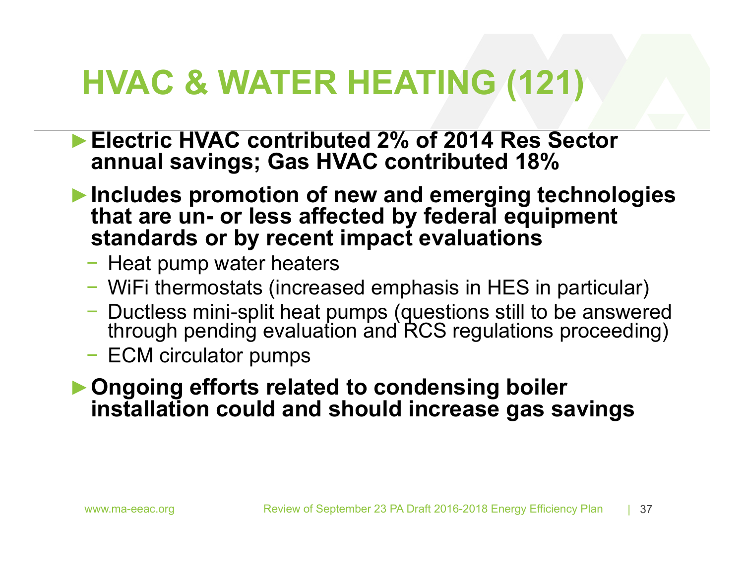# HVAC & WATER HEATING (121)

- **Electric HVAC contributed 2% of 2014 Res Sector annual savings; Gas HVAC contributed 18%**
- **Includes promotion of new and emerging technologies that are un- or less affected by federal equipment standards or by recent impact evaluations**
  - Heat pump water heaters
  - WiFi thermostats (increased emphasis in HES in particular)
  - Ductless mini-split heat pumps (questions still to be answered through pending evaluation and RCS regulations proceeding)
  - ECM circulator pumps
- **Ongoing efforts related to condensing boiler installation could and should increase gas savings**